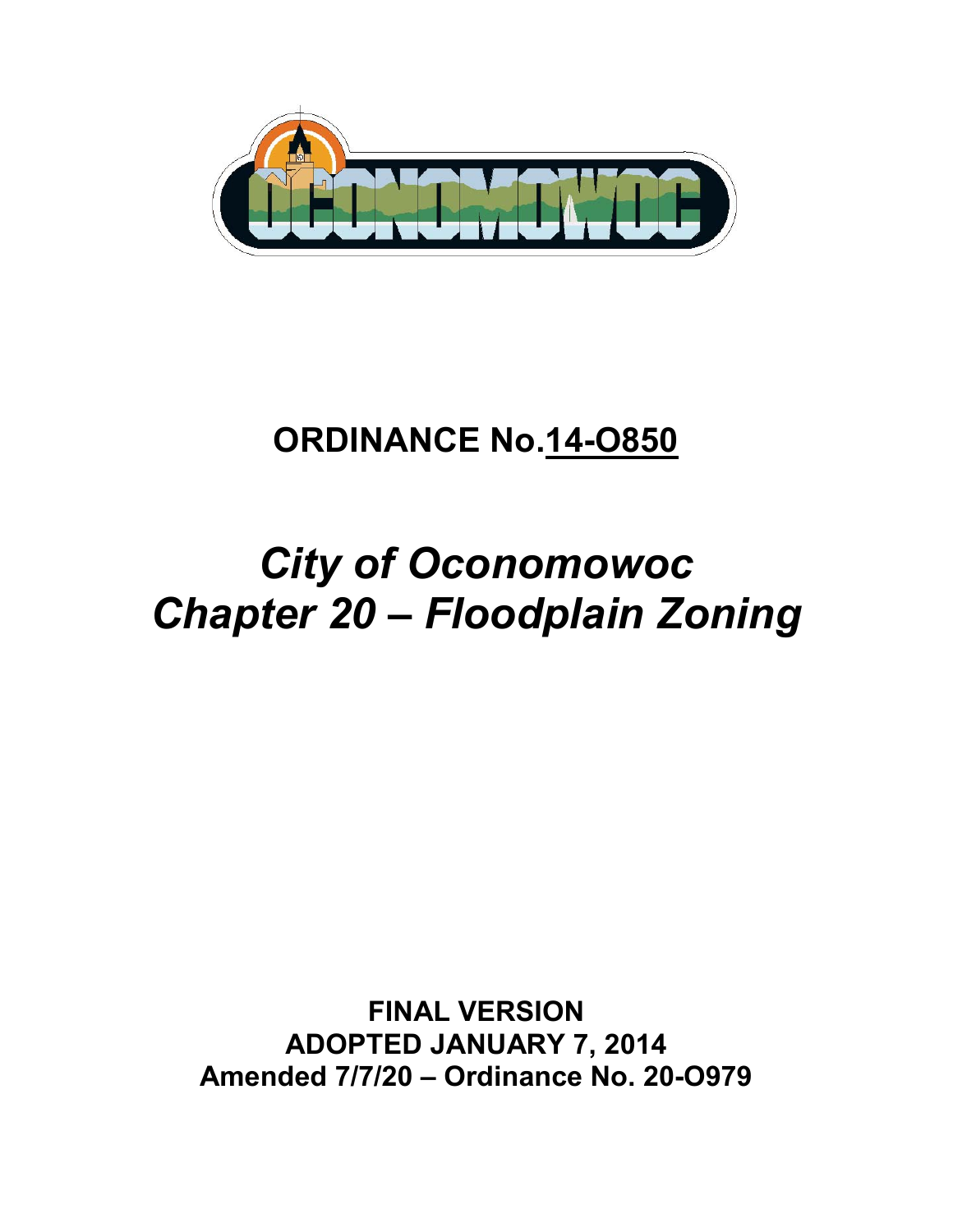# ORDINANCE No.14-O850

## *City of Oconomowoc*
## *Chapter 20 – Floodplain Zoning*

**FINAL VERSION**
**ADOPTED JANUARY 7, 2014**
**Amended 7/7/20 – Ordinance No. 20-O979**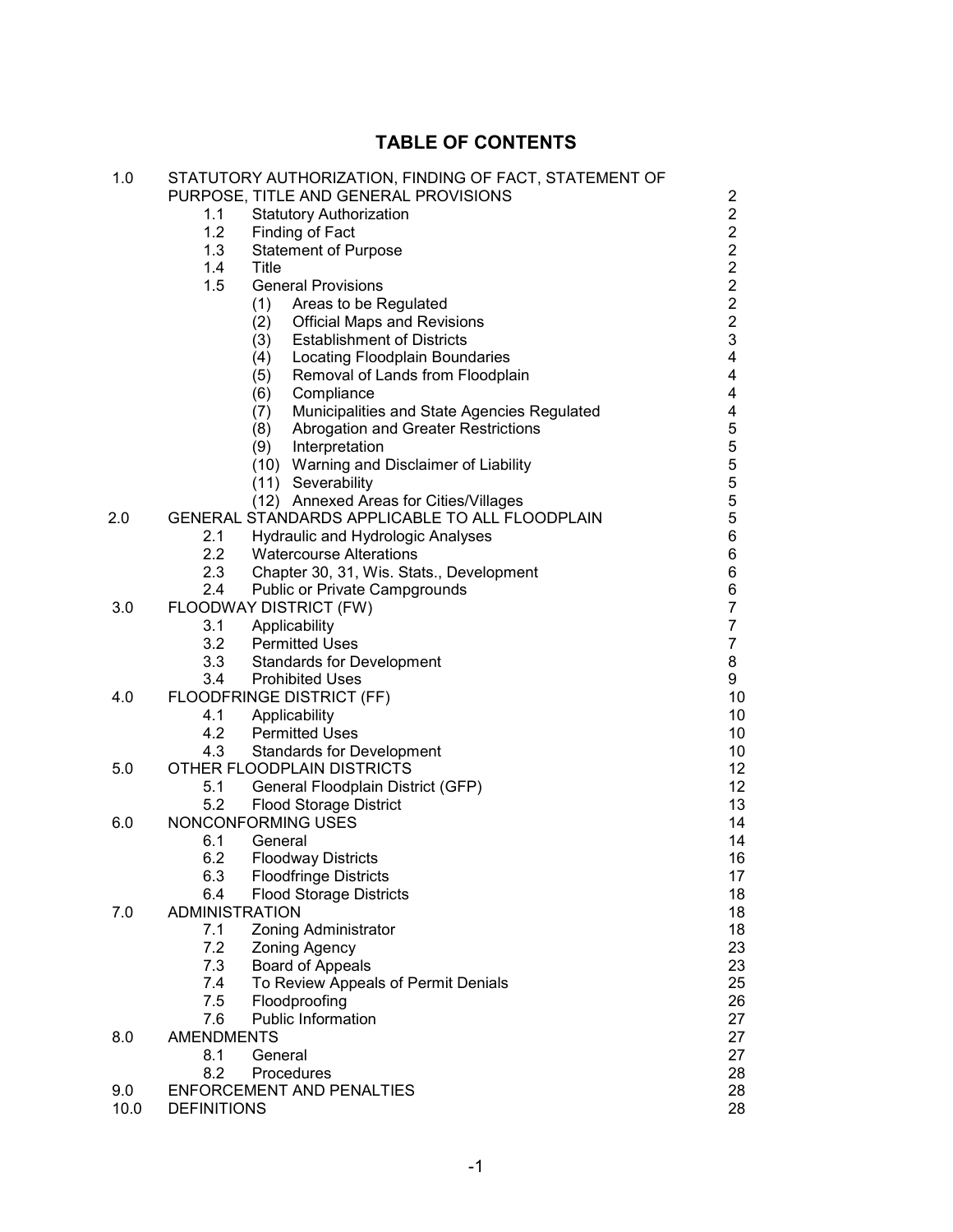# TABLE OF CONTENTS

| | | |
|---|---|---|
| 1.0 | STATUTORY AUTHORIZATION, FINDING OF FACT, STATEMENT OF PURPOSE, TITLE AND GENERAL PROVISIONS | 2 |
| | 1.1 Statutory Authorization | 2 |
| | 1.2 Finding of Fact | 2 |
| | 1.3 Statement of Purpose | 2 |
| | 1.4 Title | 2 |
| | 1.5 General Provisions | 2 |
| | (1) Areas to be Regulated | 2 |
| | (2) Official Maps and Revisions | 2 |
| | (3) Establishment of Districts | 3 |
| | (4) Locating Floodplain Boundaries | 4 |
| | (5) Removal of Lands from Floodplain | 4 |
| | (6) Compliance | 4 |
| | (7) Municipalities and State Agencies Regulated | 4 |
| | (8) Abrogation and Greater Restrictions | 5 |
| | (9) Interpretation | 5 |
| | (10) Warning and Disclaimer of Liability | 5 |
| | (11) Severability | 5 |
| | (12) Annexed Areas for Cities/Villages | 5 |
| 2.0 | GENERAL STANDARDS APPLICABLE TO ALL FLOODPLAIN | 5 |
| | 2.1 Hydraulic and Hydrologic Analyses | 6 |
| | 2.2 Watercourse Alterations | 6 |
| | 2.3 Chapter 30, 31, Wis. Stats., Development | 6 |
| | 2.4 Public or Private Campgrounds | 6 |
| 3.0 | FLOODWAY DISTRICT (FW) | 7 |
| | 3.1 Applicability | 7 |
| | 3.2 Permitted Uses | 7 |
| | 3.3 Standards for Development | 8 |
| | 3.4 Prohibited Uses | 9 |
| 4.0 | FLOODFRINGE DISTRICT (FF) | 10 |
| | 4.1 Applicability | 10 |
| | 4.2 Permitted Uses | 10 |
| | 4.3 Standards for Development | 10 |
| 5.0 | OTHER FLOODPLAIN DISTRICTS | 12 |
| | 5.1 General Floodplain District (GFP) | 12 |
| | 5.2 Flood Storage District | 13 |
| 6.0 | NONCONFORMING USES | 14 |
| | 6.1 General | 14 |
| | 6.2 Floodway Districts | 16 |
| | 6.3 Floodfringe Districts | 17 |
| | 6.4 Flood Storage Districts | 18 |
| 7.0 | ADMINISTRATION | 18 |
| | 7.1 Zoning Administrator | 18 |
| | 7.2 Zoning Agency | 23 |
| | 7.3 Board of Appeals | 23 |
| | 7.4 To Review Appeals of Permit Denials | 25 |
| | 7.5 Floodproofing | 26 |
| | 7.6 Public Information | 27 |
| 8.0 | AMENDMENTS | 27 |
| | 8.1 General | 27 |
| | 8.2 Procedures | 28 |
| 9.0 | ENFORCEMENT AND PENALTIES | 28 |
| 10.0 | DEFINITIONS | 28 |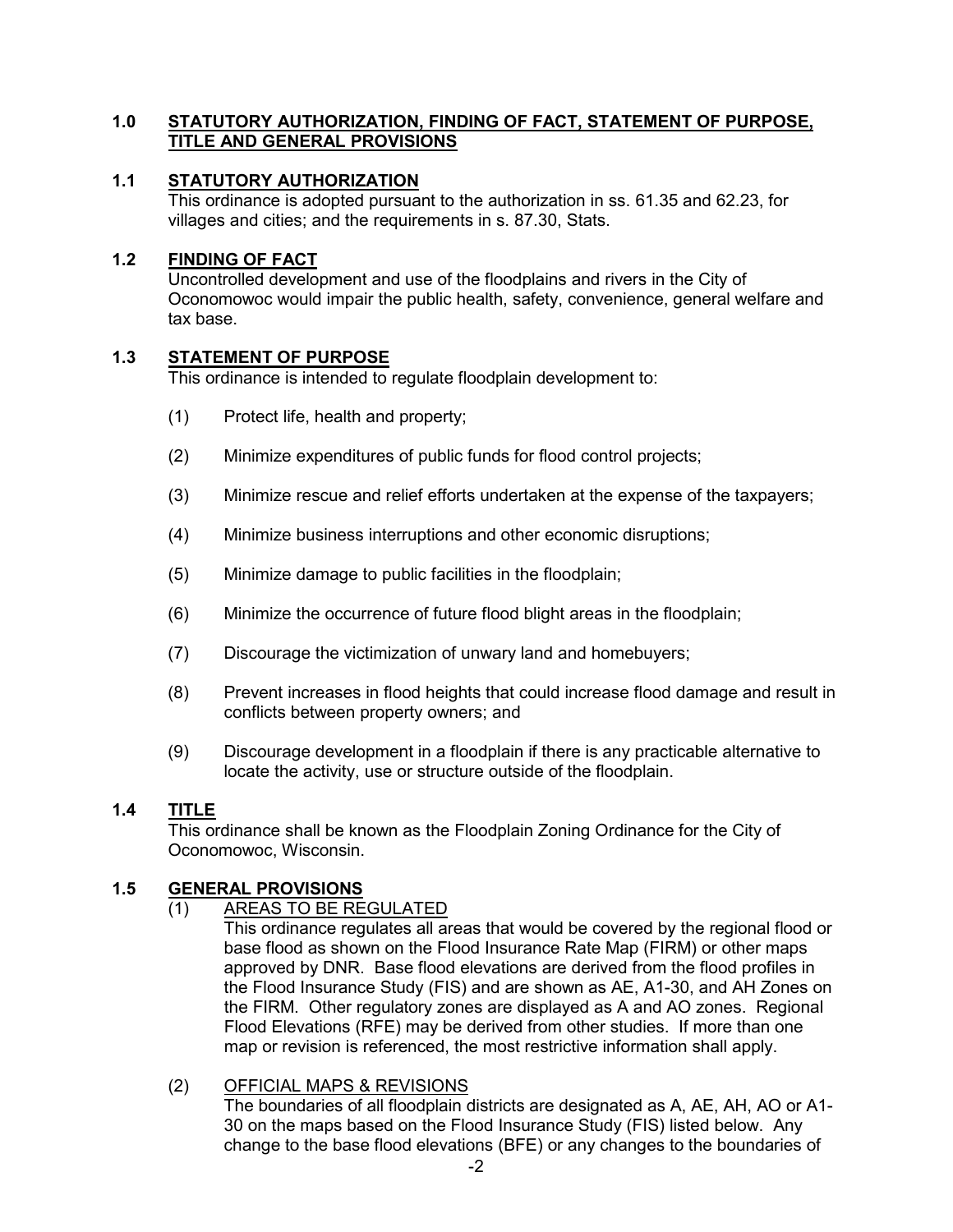## 1.0 STATUTORY AUTHORIZATION, FINDING OF FACT, STATEMENT OF PURPOSE, TITLE AND GENERAL PROVISIONS

### 1.1 STATUTORY AUTHORIZATION

This ordinance is adopted pursuant to the authorization in ss. 61.35 and 62.23, for villages and cities; and the requirements in s. 87.30, Stats.

### 1.2 FINDING OF FACT

Uncontrolled development and use of the floodplains and rivers in the City of Oconomowoc would impair the public health, safety, convenience, general welfare and tax base.

### 1.3 STATEMENT OF PURPOSE

This ordinance is intended to regulate floodplain development to:

(1) Protect life, health and property;

(2) Minimize expenditures of public funds for flood control projects;

(3) Minimize rescue and relief efforts undertaken at the expense of the taxpayers;

(4) Minimize business interruptions and other economic disruptions;

(5) Minimize damage to public facilities in the floodplain;

(6) Minimize the occurrence of future flood blight areas in the floodplain;

(7) Discourage the victimization of unwary land and homebuyers;

(8) Prevent increases in flood heights that could increase flood damage and result in conflicts between property owners; and

(9) Discourage development in a floodplain if there is any practicable alternative to locate the activity, use or structure outside of the floodplain.

### 1.4 TITLE

This ordinance shall be known as the Floodplain Zoning Ordinance for the City of Oconomowoc, Wisconsin.

### 1.5 GENERAL PROVISIONS

(1) AREAS TO BE REGULATED

This ordinance regulates all areas that would be covered by the regional flood or base flood as shown on the Flood Insurance Rate Map (FIRM) or other maps approved by DNR. Base flood elevations are derived from the flood profiles in the Flood Insurance Study (FIS) and are shown as AE, A1-30, and AH Zones on the FIRM. Other regulatory zones are displayed as A and AO zones. Regional Flood Elevations (RFE) may be derived from other studies. If more than one map or revision is referenced, the most restrictive information shall apply.

(2) OFFICIAL MAPS & REVISIONS

The boundaries of all floodplain districts are designated as A, AE, AH, AO or A1-30 on the maps based on the Flood Insurance Study (FIS) listed below. Any change to the base flood elevations (BFE) or any changes to the boundaries of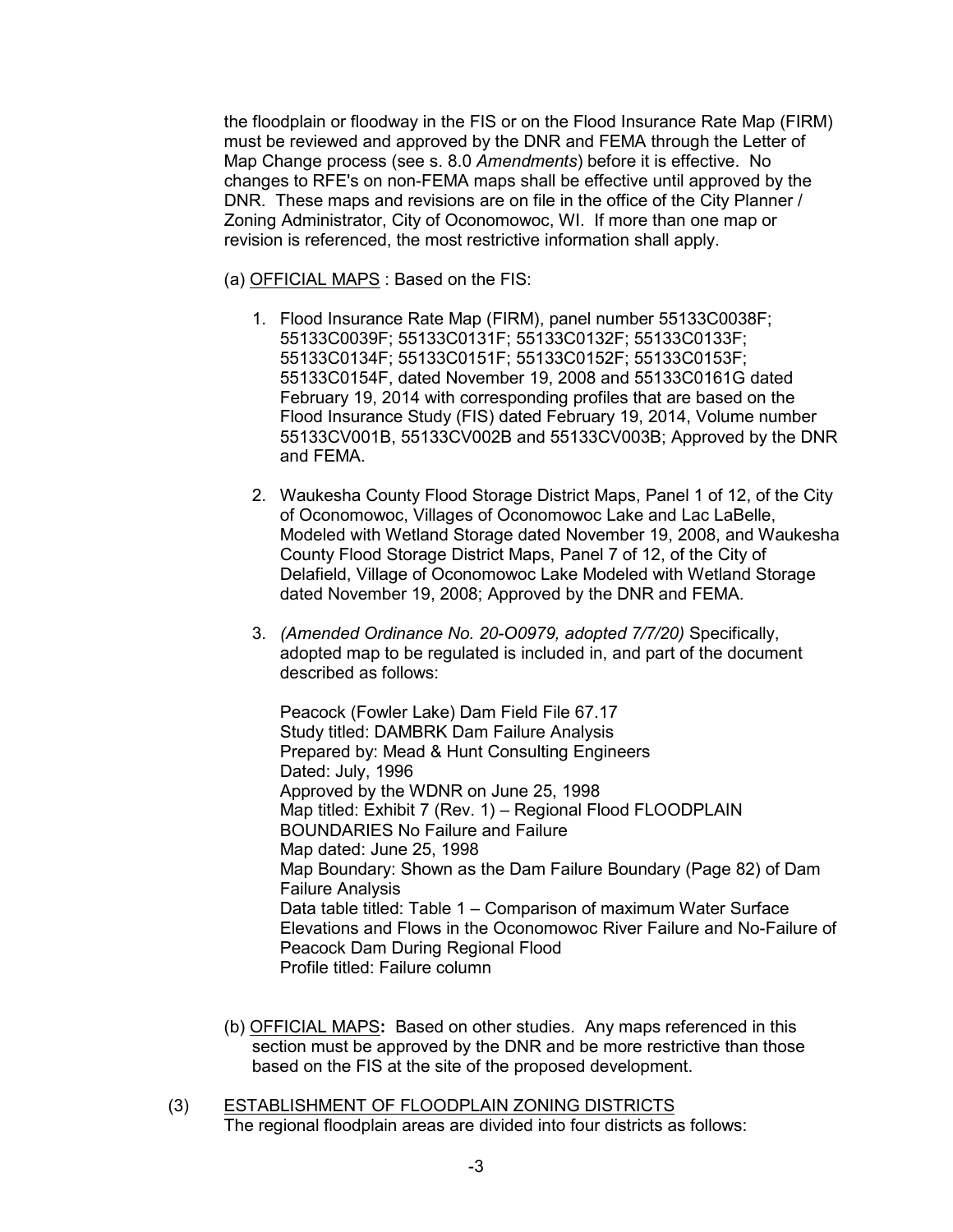the floodplain or floodway in the FIS or on the Flood Insurance Rate Map (FIRM) must be reviewed and approved by the DNR and FEMA through the Letter of Map Change process (see s. 8.0 *Amendments*) before it is effective. No changes to RFE's on non-FEMA maps shall be effective until approved by the DNR. These maps and revisions are on file in the office of the City Planner / Zoning Administrator, City of Oconomowoc, WI. If more than one map or revision is referenced, the most restrictive information shall apply.

(a) OFFICIAL MAPS : Based on the FIS:

1. Flood Insurance Rate Map (FIRM), panel number 55133C0038F; 55133C0039F; 55133C0131F; 55133C0132F; 55133C0133F; 55133C0134F; 55133C0151F; 55133C0152F; 55133C0153F; 55133C0154F, dated November 19, 2008 and 55133C0161G dated February 19, 2014 with corresponding profiles that are based on the Flood Insurance Study (FIS) dated February 19, 2014, Volume number 55133CV001B, 55133CV002B and 55133CV003B; Approved by the DNR and FEMA.

2. Waukesha County Flood Storage District Maps, Panel 1 of 12, of the City of Oconomowoc, Villages of Oconomowoc Lake and Lac LaBelle, Modeled with Wetland Storage dated November 19, 2008, and Waukesha County Flood Storage District Maps, Panel 7 of 12, of the City of Delafield, Village of Oconomowoc Lake Modeled with Wetland Storage dated November 19, 2008; Approved by the DNR and FEMA.

3. *(Amended Ordinance No. 20-O0979, adopted 7/7/20)* Specifically, adopted map to be regulated is included in, and part of the document described as follows:

   Peacock (Fowler Lake) Dam Field File 67.17
   Study titled: DAMBRK Dam Failure Analysis
   Prepared by: Mead & Hunt Consulting Engineers
   Dated: July, 1996
   Approved by the WDNR on June 25, 1998
   Map titled: Exhibit 7 (Rev. 1) – Regional Flood FLOODPLAIN BOUNDARIES No Failure and Failure
   Map dated: June 25, 1998
   Map Boundary: Shown as the Dam Failure Boundary (Page 82) of Dam Failure Analysis
   Data table titled: Table 1 – Comparison of maximum Water Surface Elevations and Flows in the Oconomowoc River Failure and No-Failure of Peacock Dam During Regional Flood
   Profile titled: Failure column

(b) OFFICIAL MAPS**:** Based on other studies. Any maps referenced in this section must be approved by the DNR and be more restrictive than those based on the FIS at the site of the proposed development.

(3) ESTABLISHMENT OF FLOODPLAIN ZONING DISTRICTS
The regional floodplain areas are divided into four districts as follows: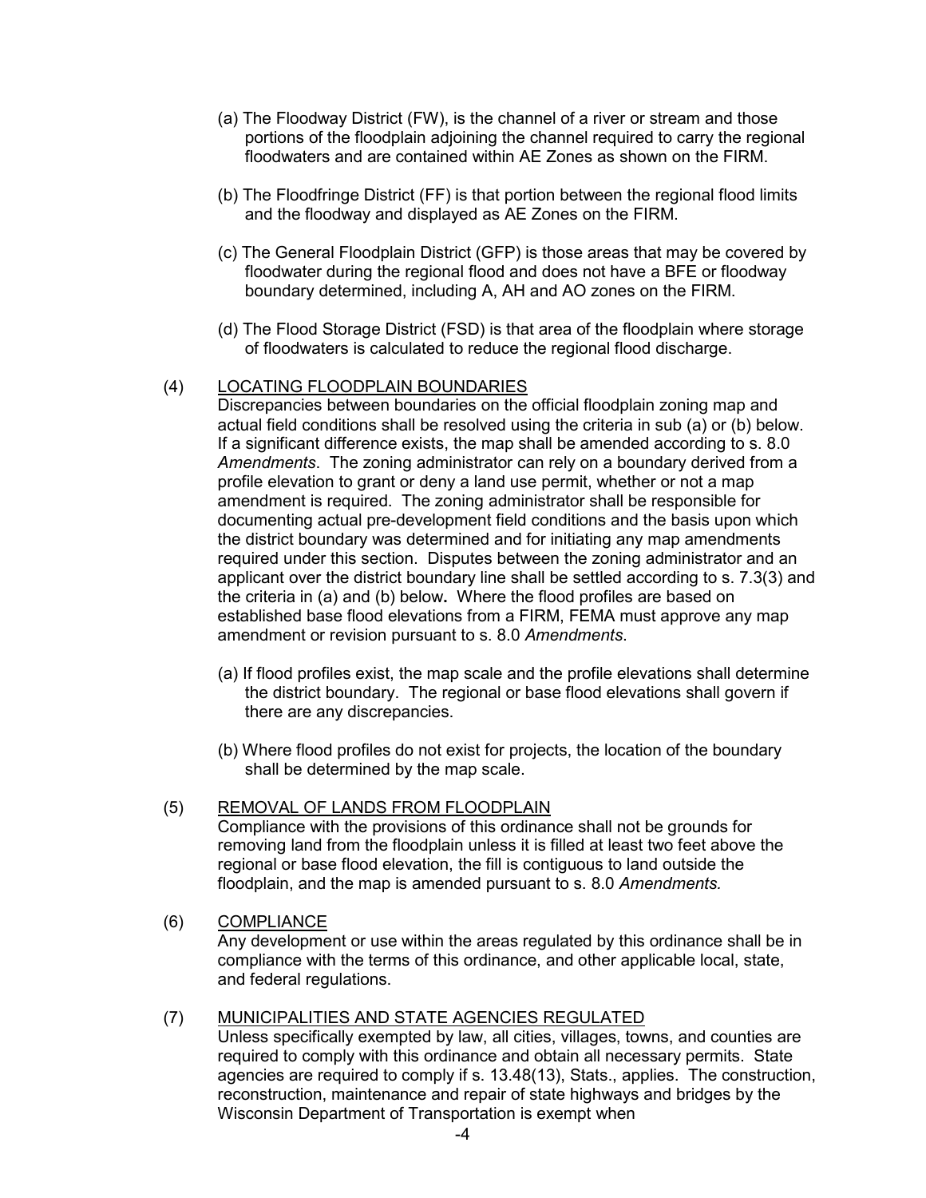(a) The Floodway District (FW), is the channel of a river or stream and those portions of the floodplain adjoining the channel required to carry the regional floodwaters and are contained within AE Zones as shown on the FIRM.

(b) The Floodfringe District (FF) is that portion between the regional flood limits and the floodway and displayed as AE Zones on the FIRM.

(c) The General Floodplain District (GFP) is those areas that may be covered by floodwater during the regional flood and does not have a BFE or floodway boundary determined, including A, AH and AO zones on the FIRM.

(d) The Flood Storage District (FSD) is that area of the floodplain where storage of floodwaters is calculated to reduce the regional flood discharge.

(4) LOCATING FLOODPLAIN BOUNDARIES

Discrepancies between boundaries on the official floodplain zoning map and actual field conditions shall be resolved using the criteria in sub (a) or (b) below. If a significant difference exists, the map shall be amended according to s. 8.0 *Amendments*. The zoning administrator can rely on a boundary derived from a profile elevation to grant or deny a land use permit, whether or not a map amendment is required. The zoning administrator shall be responsible for documenting actual pre-development field conditions and the basis upon which the district boundary was determined and for initiating any map amendments required under this section. Disputes between the zoning administrator and an applicant over the district boundary line shall be settled according to s. 7.3(3) and the criteria in (a) and (b) below**.** Where the flood profiles are based on established base flood elevations from a FIRM, FEMA must approve any map amendment or revision pursuant to s. 8.0 *Amendments*.

(a) If flood profiles exist, the map scale and the profile elevations shall determine the district boundary. The regional or base flood elevations shall govern if there are any discrepancies.

(b) Where flood profiles do not exist for projects, the location of the boundary shall be determined by the map scale.

(5) REMOVAL OF LANDS FROM FLOODPLAIN

Compliance with the provisions of this ordinance shall not be grounds for removing land from the floodplain unless it is filled at least two feet above the regional or base flood elevation, the fill is contiguous to land outside the floodplain, and the map is amended pursuant to s. 8.0 *Amendments.*

(6) COMPLIANCE

Any development or use within the areas regulated by this ordinance shall be in compliance with the terms of this ordinance, and other applicable local, state, and federal regulations.

(7) MUNICIPALITIES AND STATE AGENCIES REGULATED

Unless specifically exempted by law, all cities, villages, towns, and counties are required to comply with this ordinance and obtain all necessary permits. State agencies are required to comply if s. 13.48(13), Stats., applies. The construction, reconstruction, maintenance and repair of state highways and bridges by the Wisconsin Department of Transportation is exempt when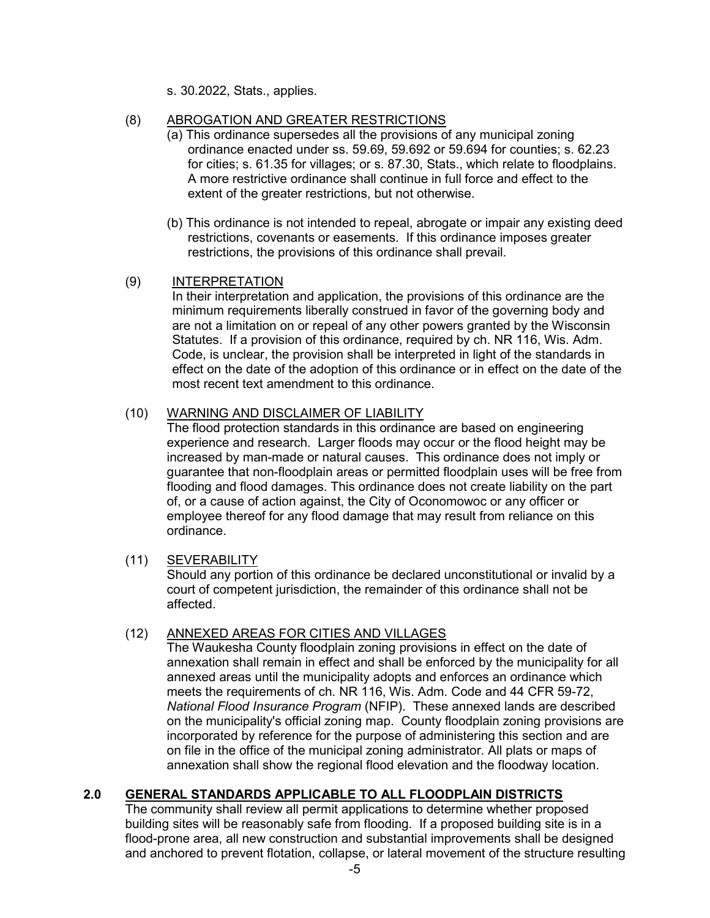s. 30.2022, Stats., applies.

(8) ABROGATION AND GREATER RESTRICTIONS

(a) This ordinance supersedes all the provisions of any municipal zoning ordinance enacted under ss. 59.69, 59.692 or 59.694 for counties; s. 62.23 for cities; s. 61.35 for villages; or s. 87.30, Stats., which relate to floodplains. A more restrictive ordinance shall continue in full force and effect to the extent of the greater restrictions, but not otherwise.

(b) This ordinance is not intended to repeal, abrogate or impair any existing deed restrictions, covenants or easements. If this ordinance imposes greater restrictions, the provisions of this ordinance shall prevail.

(9) INTERPRETATION

In their interpretation and application, the provisions of this ordinance are the minimum requirements liberally construed in favor of the governing body and are not a limitation on or repeal of any other powers granted by the Wisconsin Statutes. If a provision of this ordinance, required by ch. NR 116, Wis. Adm. Code, is unclear, the provision shall be interpreted in light of the standards in effect on the date of the adoption of this ordinance or in effect on the date of the most recent text amendment to this ordinance.

(10) WARNING AND DISCLAIMER OF LIABILITY

The flood protection standards in this ordinance are based on engineering experience and research. Larger floods may occur or the flood height may be increased by man-made or natural causes. This ordinance does not imply or guarantee that non-floodplain areas or permitted floodplain uses will be free from flooding and flood damages. This ordinance does not create liability on the part of, or a cause of action against, the City of Oconomowoc or any officer or employee thereof for any flood damage that may result from reliance on this ordinance.

(11) SEVERABILITY

Should any portion of this ordinance be declared unconstitutional or invalid by a court of competent jurisdiction, the remainder of this ordinance shall not be affected.

(12) ANNEXED AREAS FOR CITIES AND VILLAGES

The Waukesha County floodplain zoning provisions in effect on the date of annexation shall remain in effect and shall be enforced by the municipality for all annexed areas until the municipality adopts and enforces an ordinance which meets the requirements of ch. NR 116, Wis. Adm. Code and 44 CFR 59-72, *National Flood Insurance Program* (NFIP). These annexed lands are described on the municipality's official zoning map. County floodplain zoning provisions are incorporated by reference for the purpose of administering this section and are on file in the office of the municipal zoning administrator. All plats or maps of annexation shall show the regional flood elevation and the floodway location.

## 2.0 GENERAL STANDARDS APPLICABLE TO ALL FLOODPLAIN DISTRICTS

The community shall review all permit applications to determine whether proposed building sites will be reasonably safe from flooding. If a proposed building site is in a flood-prone area, all new construction and substantial improvements shall be designed and anchored to prevent flotation, collapse, or lateral movement of the structure resulting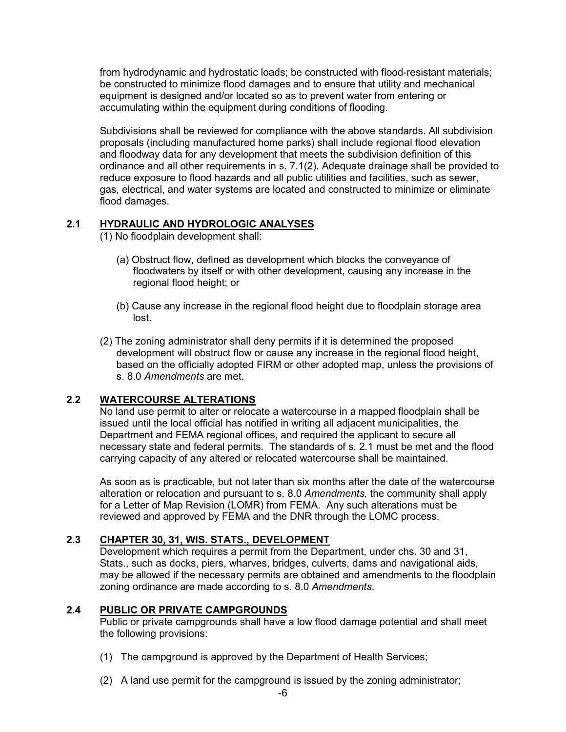from hydrodynamic and hydrostatic loads; be constructed with flood-resistant materials; be constructed to minimize flood damages and to ensure that utility and mechanical equipment is designed and/or located so as to prevent water from entering or accumulating within the equipment during conditions of flooding.

Subdivisions shall be reviewed for compliance with the above standards. All subdivision proposals (including manufactured home parks) shall include regional flood elevation and floodway data for any development that meets the subdivision definition of this ordinance and all other requirements in s. 7.1(2). Adequate drainage shall be provided to reduce exposure to flood hazards and all public utilities and facilities, such as sewer, gas, electrical, and water systems are located and constructed to minimize or eliminate flood damages.

## 2.1 HYDRAULIC AND HYDROLOGIC ANALYSES

(1) No floodplain development shall:

(a) Obstruct flow, defined as development which blocks the conveyance of floodwaters by itself or with other development, causing any increase in the regional flood height; or

(b) Cause any increase in the regional flood height due to floodplain storage area lost.

(2) The zoning administrator shall deny permits if it is determined the proposed development will obstruct flow or cause any increase in the regional flood height, based on the officially adopted FIRM or other adopted map, unless the provisions of s. 8.0 *Amendments* are met.

## 2.2 WATERCOURSE ALTERATIONS

No land use permit to alter or relocate a watercourse in a mapped floodplain shall be issued until the local official has notified in writing all adjacent municipalities, the Department and FEMA regional offices, and required the applicant to secure all necessary state and federal permits. The standards of s. 2.1 must be met and the flood carrying capacity of any altered or relocated watercourse shall be maintained.

As soon as is practicable, but not later than six months after the date of the watercourse alteration or relocation and pursuant to s. 8.0 *Amendments,* the community shall apply for a Letter of Map Revision (LOMR) from FEMA. Any such alterations must be reviewed and approved by FEMA and the DNR through the LOMC process.

## 2.3 CHAPTER 30, 31, WIS. STATS., DEVELOPMENT

Development which requires a permit from the Department, under chs. 30 and 31, Stats., such as docks, piers, wharves, bridges, culverts, dams and navigational aids, may be allowed if the necessary permits are obtained and amendments to the floodplain zoning ordinance are made according to s. 8.0 *Amendments*.

## 2.4 PUBLIC OR PRIVATE CAMPGROUNDS

Public or private campgrounds shall have a low flood damage potential and shall meet the following provisions:

(1) The campground is approved by the Department of Health Services;

(2) A land use permit for the campground is issued by the zoning administrator;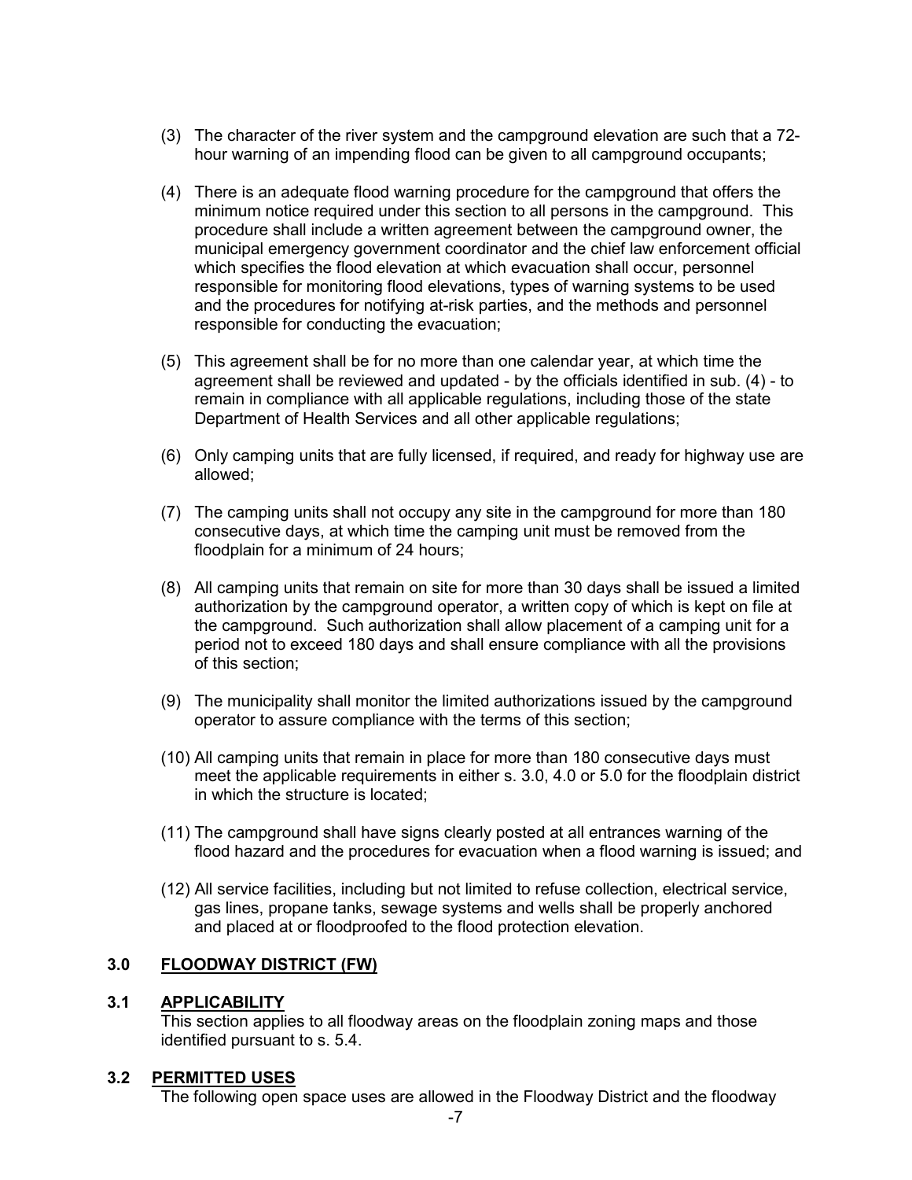(3) The character of the river system and the campground elevation are such that a 72-hour warning of an impending flood can be given to all campground occupants;

(4) There is an adequate flood warning procedure for the campground that offers the minimum notice required under this section to all persons in the campground. This procedure shall include a written agreement between the campground owner, the municipal emergency government coordinator and the chief law enforcement official which specifies the flood elevation at which evacuation shall occur, personnel responsible for monitoring flood elevations, types of warning systems to be used and the procedures for notifying at-risk parties, and the methods and personnel responsible for conducting the evacuation;

(5) This agreement shall be for no more than one calendar year, at which time the agreement shall be reviewed and updated - by the officials identified in sub. (4) - to remain in compliance with all applicable regulations, including those of the state Department of Health Services and all other applicable regulations;

(6) Only camping units that are fully licensed, if required, and ready for highway use are allowed;

(7) The camping units shall not occupy any site in the campground for more than 180 consecutive days, at which time the camping unit must be removed from the floodplain for a minimum of 24 hours;

(8) All camping units that remain on site for more than 30 days shall be issued a limited authorization by the campground operator, a written copy of which is kept on file at the campground. Such authorization shall allow placement of a camping unit for a period not to exceed 180 days and shall ensure compliance with all the provisions of this section;

(9) The municipality shall monitor the limited authorizations issued by the campground operator to assure compliance with the terms of this section;

(10) All camping units that remain in place for more than 180 consecutive days must meet the applicable requirements in either s. 3.0, 4.0 or 5.0 for the floodplain district in which the structure is located;

(11) The campground shall have signs clearly posted at all entrances warning of the flood hazard and the procedures for evacuation when a flood warning is issued; and

(12) All service facilities, including but not limited to refuse collection, electrical service, gas lines, propane tanks, sewage systems and wells shall be properly anchored and placed at or floodproofed to the flood protection elevation.

## 3.0 FLOODWAY DISTRICT (FW)

### 3.1 APPLICABILITY

This section applies to all floodway areas on the floodplain zoning maps and those identified pursuant to s. 5.4.

### 3.2 PERMITTED USES

The following open space uses are allowed in the Floodway District and the floodway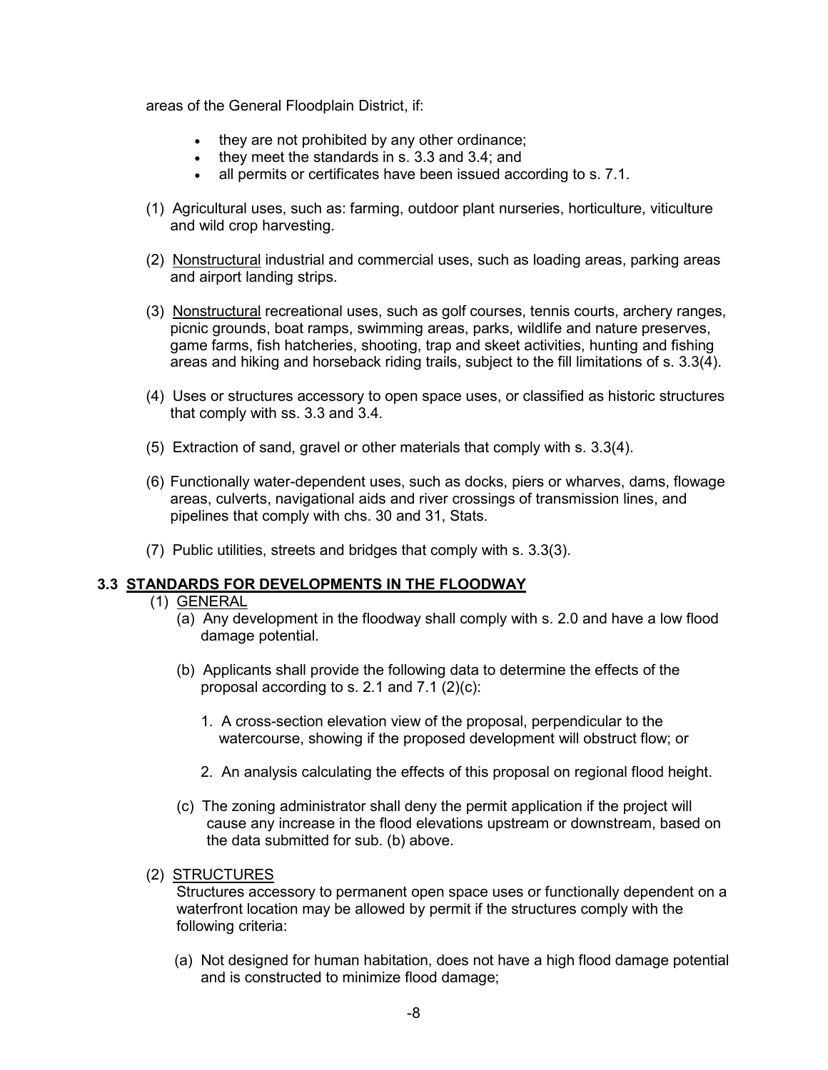areas of the General Floodplain District, if:

- they are not prohibited by any other ordinance;
- they meet the standards in s. 3.3 and 3.4; and
- all permits or certificates have been issued according to s. 7.1.

(1) Agricultural uses, such as: farming, outdoor plant nurseries, horticulture, viticulture and wild crop harvesting.

(2) Nonstructural industrial and commercial uses, such as loading areas, parking areas and airport landing strips.

(3) Nonstructural recreational uses, such as golf courses, tennis courts, archery ranges, picnic grounds, boat ramps, swimming areas, parks, wildlife and nature preserves, game farms, fish hatcheries, shooting, trap and skeet activities, hunting and fishing areas and hiking and horseback riding trails, subject to the fill limitations of s. 3.3(4).

(4) Uses or structures accessory to open space uses, or classified as historic structures that comply with ss. 3.3 and 3.4.

(5) Extraction of sand, gravel or other materials that comply with s. 3.3(4).

(6) Functionally water-dependent uses, such as docks, piers or wharves, dams, flowage areas, culverts, navigational aids and river crossings of transmission lines, and pipelines that comply with chs. 30 and 31, Stats.

(7) Public utilities, streets and bridges that comply with s. 3.3(3).

### 3.3 STANDARDS FOR DEVELOPMENTS IN THE FLOODWAY

(1) GENERAL

(a) Any development in the floodway shall comply with s. 2.0 and have a low flood damage potential.

(b) Applicants shall provide the following data to determine the effects of the proposal according to s. 2.1 and 7.1 (2)(c):

1. A cross-section elevation view of the proposal, perpendicular to the watercourse, showing if the proposed development will obstruct flow; or

2. An analysis calculating the effects of this proposal on regional flood height.

(c) The zoning administrator shall deny the permit application if the project will cause any increase in the flood elevations upstream or downstream, based on the data submitted for sub. (b) above.

(2) STRUCTURES

Structures accessory to permanent open space uses or functionally dependent on a waterfront location may be allowed by permit if the structures comply with the following criteria:

(a) Not designed for human habitation, does not have a high flood damage potential and is constructed to minimize flood damage;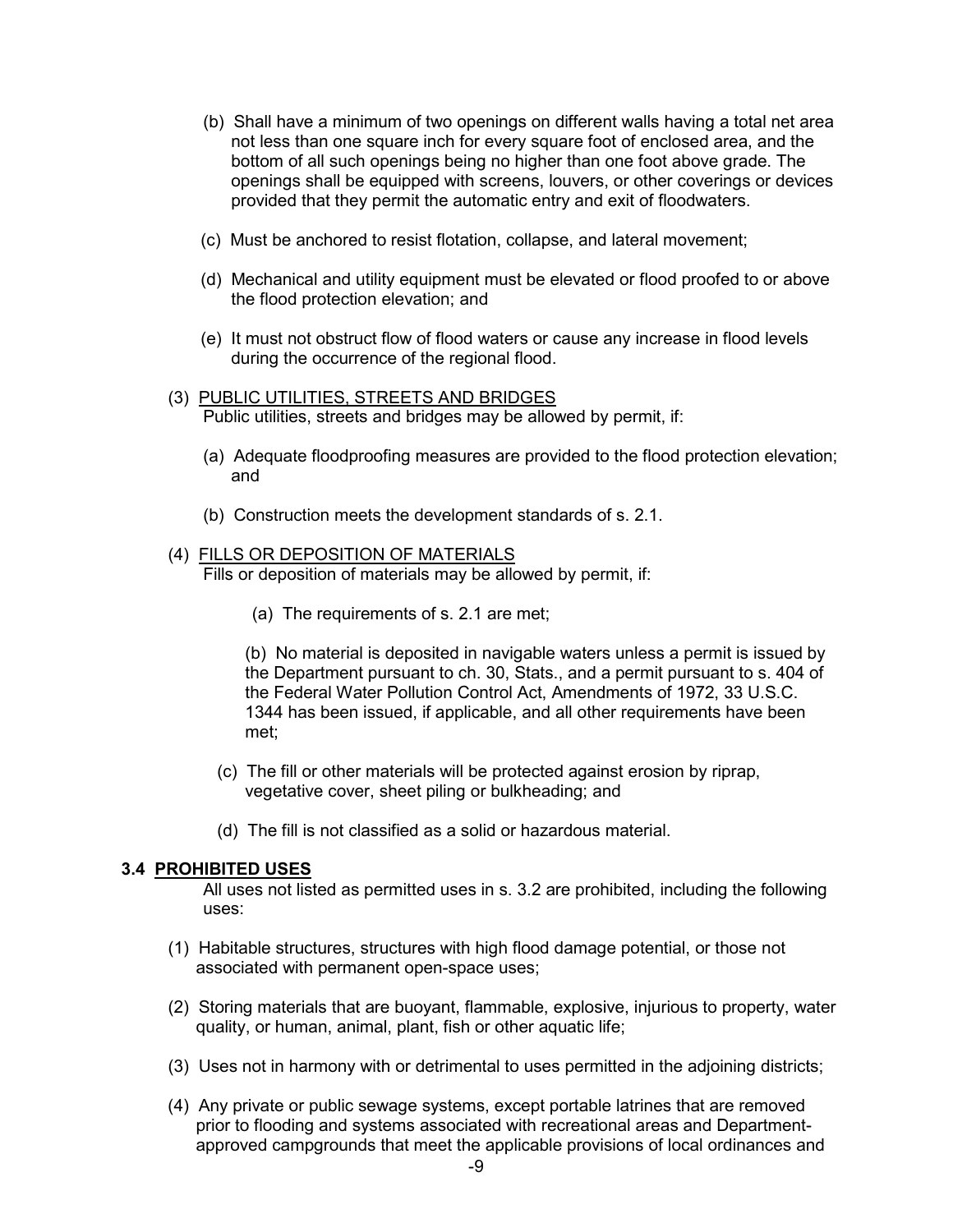(b) Shall have a minimum of two openings on different walls having a total net area not less than one square inch for every square foot of enclosed area, and the bottom of all such openings being no higher than one foot above grade. The openings shall be equipped with screens, louvers, or other coverings or devices provided that they permit the automatic entry and exit of floodwaters.

(c) Must be anchored to resist flotation, collapse, and lateral movement;

(d) Mechanical and utility equipment must be elevated or flood proofed to or above the flood protection elevation; and

(e) It must not obstruct flow of flood waters or cause any increase in flood levels during the occurrence of the regional flood.

(3) <u>PUBLIC UTILITIES, STREETS AND BRIDGES</u>
Public utilities, streets and bridges may be allowed by permit, if:

(a) Adequate floodproofing measures are provided to the flood protection elevation; and

(b) Construction meets the development standards of s. 2.1.

(4) <u>FILLS OR DEPOSITION OF MATERIALS</u>
Fills or deposition of materials may be allowed by permit, if:

(a) The requirements of s. 2.1 are met;

(b) No material is deposited in navigable waters unless a permit is issued by the Department pursuant to ch. 30, Stats., and a permit pursuant to s. 404 of the Federal Water Pollution Control Act, Amendments of 1972, 33 U.S.C. 1344 has been issued, if applicable, and all other requirements have been met;

(c) The fill or other materials will be protected against erosion by riprap, vegetative cover, sheet piling or bulkheading; and

(d) The fill is not classified as a solid or hazardous material.

### 3.4 <u>PROHIBITED USES</u>

All uses not listed as permitted uses in s. 3.2 are prohibited, including the following uses:

(1) Habitable structures, structures with high flood damage potential, or those not associated with permanent open-space uses;

(2) Storing materials that are buoyant, flammable, explosive, injurious to property, water quality, or human, animal, plant, fish or other aquatic life;

(3) Uses not in harmony with or detrimental to uses permitted in the adjoining districts;

(4) Any private or public sewage systems, except portable latrines that are removed prior to flooding and systems associated with recreational areas and Department-approved campgrounds that meet the applicable provisions of local ordinances and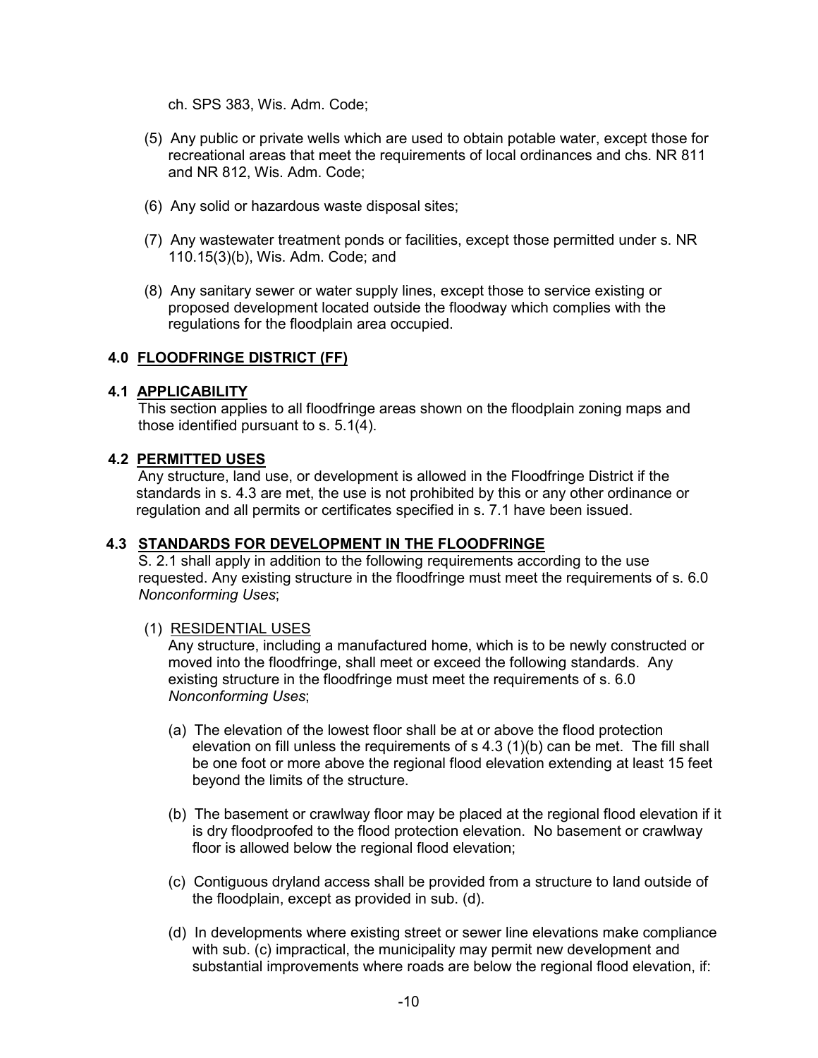ch. SPS 383, Wis. Adm. Code;

(5) Any public or private wells which are used to obtain potable water, except those for recreational areas that meet the requirements of local ordinances and chs. NR 811 and NR 812, Wis. Adm. Code;

(6) Any solid or hazardous waste disposal sites;

(7) Any wastewater treatment ponds or facilities, except those permitted under s. NR 110.15(3)(b), Wis. Adm. Code; and

(8) Any sanitary sewer or water supply lines, except those to service existing or proposed development located outside the floodway which complies with the regulations for the floodplain area occupied.

## 4.0 FLOODFRINGE DISTRICT (FF)

### 4.1 APPLICABILITY

This section applies to all floodfringe areas shown on the floodplain zoning maps and those identified pursuant to s. 5.1(4).

### 4.2 PERMITTED USES

Any structure, land use, or development is allowed in the Floodfringe District if the standards in s. 4.3 are met, the use is not prohibited by this or any other ordinance or regulation and all permits or certificates specified in s. 7.1 have been issued.

### 4.3 STANDARDS FOR DEVELOPMENT IN THE FLOODFRINGE

S. 2.1 shall apply in addition to the following requirements according to the use requested. Any existing structure in the floodfringe must meet the requirements of s. 6.0 *Nonconforming Uses*;

(1) RESIDENTIAL USES

Any structure, including a manufactured home, which is to be newly constructed or moved into the floodfringe, shall meet or exceed the following standards. Any existing structure in the floodfringe must meet the requirements of s. 6.0 *Nonconforming Uses*;

(a) The elevation of the lowest floor shall be at or above the flood protection elevation on fill unless the requirements of s 4.3 (1)(b) can be met. The fill shall be one foot or more above the regional flood elevation extending at least 15 feet beyond the limits of the structure.

(b) The basement or crawlway floor may be placed at the regional flood elevation if it is dry floodproofed to the flood protection elevation. No basement or crawlway floor is allowed below the regional flood elevation;

(c) Contiguous dryland access shall be provided from a structure to land outside of the floodplain, except as provided in sub. (d).

(d) In developments where existing street or sewer line elevations make compliance with sub. (c) impractical, the municipality may permit new development and substantial improvements where roads are below the regional flood elevation, if: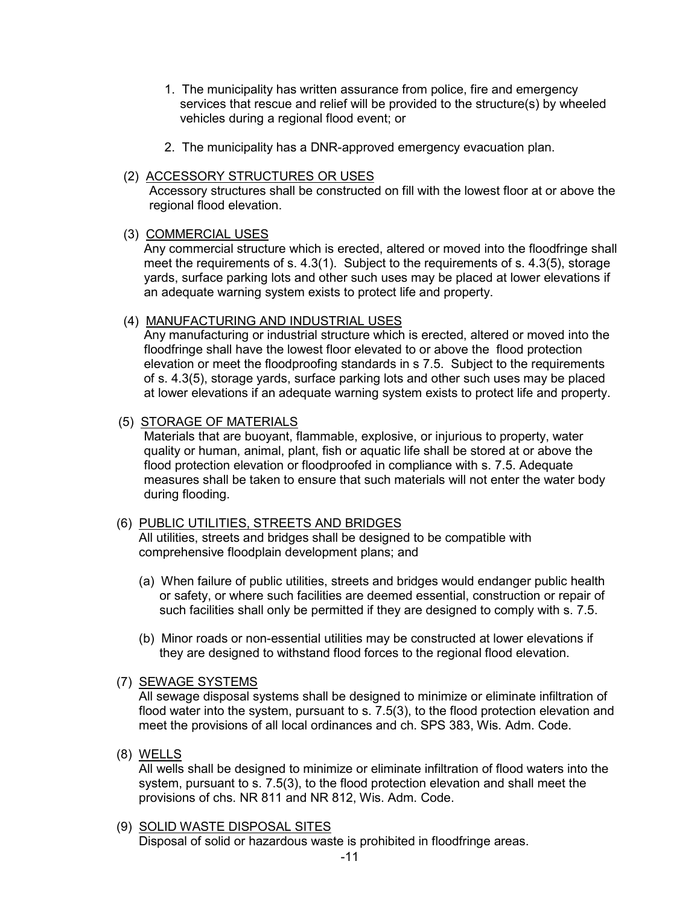1. The municipality has written assurance from police, fire and emergency services that rescue and relief will be provided to the structure(s) by wheeled vehicles during a regional flood event; or

2. The municipality has a DNR-approved emergency evacuation plan.

(2) ACCESSORY STRUCTURES OR USES

Accessory structures shall be constructed on fill with the lowest floor at or above the regional flood elevation.

(3) COMMERCIAL USES

Any commercial structure which is erected, altered or moved into the floodfringe shall meet the requirements of s. 4.3(1). Subject to the requirements of s. 4.3(5), storage yards, surface parking lots and other such uses may be placed at lower elevations if an adequate warning system exists to protect life and property.

(4) MANUFACTURING AND INDUSTRIAL USES

Any manufacturing or industrial structure which is erected, altered or moved into the floodfringe shall have the lowest floor elevated to or above the flood protection elevation or meet the floodproofing standards in s 7.5. Subject to the requirements of s. 4.3(5), storage yards, surface parking lots and other such uses may be placed at lower elevations if an adequate warning system exists to protect life and property.

(5) STORAGE OF MATERIALS

Materials that are buoyant, flammable, explosive, or injurious to property, water quality or human, animal, plant, fish or aquatic life shall be stored at or above the flood protection elevation or floodproofed in compliance with s. 7.5. Adequate measures shall be taken to ensure that such materials will not enter the water body during flooding.

(6) PUBLIC UTILITIES, STREETS AND BRIDGES

All utilities, streets and bridges shall be designed to be compatible with comprehensive floodplain development plans; and

(a) When failure of public utilities, streets and bridges would endanger public health or safety, or where such facilities are deemed essential, construction or repair of such facilities shall only be permitted if they are designed to comply with s. 7.5.

(b) Minor roads or non-essential utilities may be constructed at lower elevations if they are designed to withstand flood forces to the regional flood elevation.

(7) SEWAGE SYSTEMS

All sewage disposal systems shall be designed to minimize or eliminate infiltration of flood water into the system, pursuant to s. 7.5(3), to the flood protection elevation and meet the provisions of all local ordinances and ch. SPS 383, Wis. Adm. Code.

(8) WELLS

All wells shall be designed to minimize or eliminate infiltration of flood waters into the system, pursuant to s. 7.5(3), to the flood protection elevation and shall meet the provisions of chs. NR 811 and NR 812, Wis. Adm. Code.

(9) SOLID WASTE DISPOSAL SITES

Disposal of solid or hazardous waste is prohibited in floodfringe areas.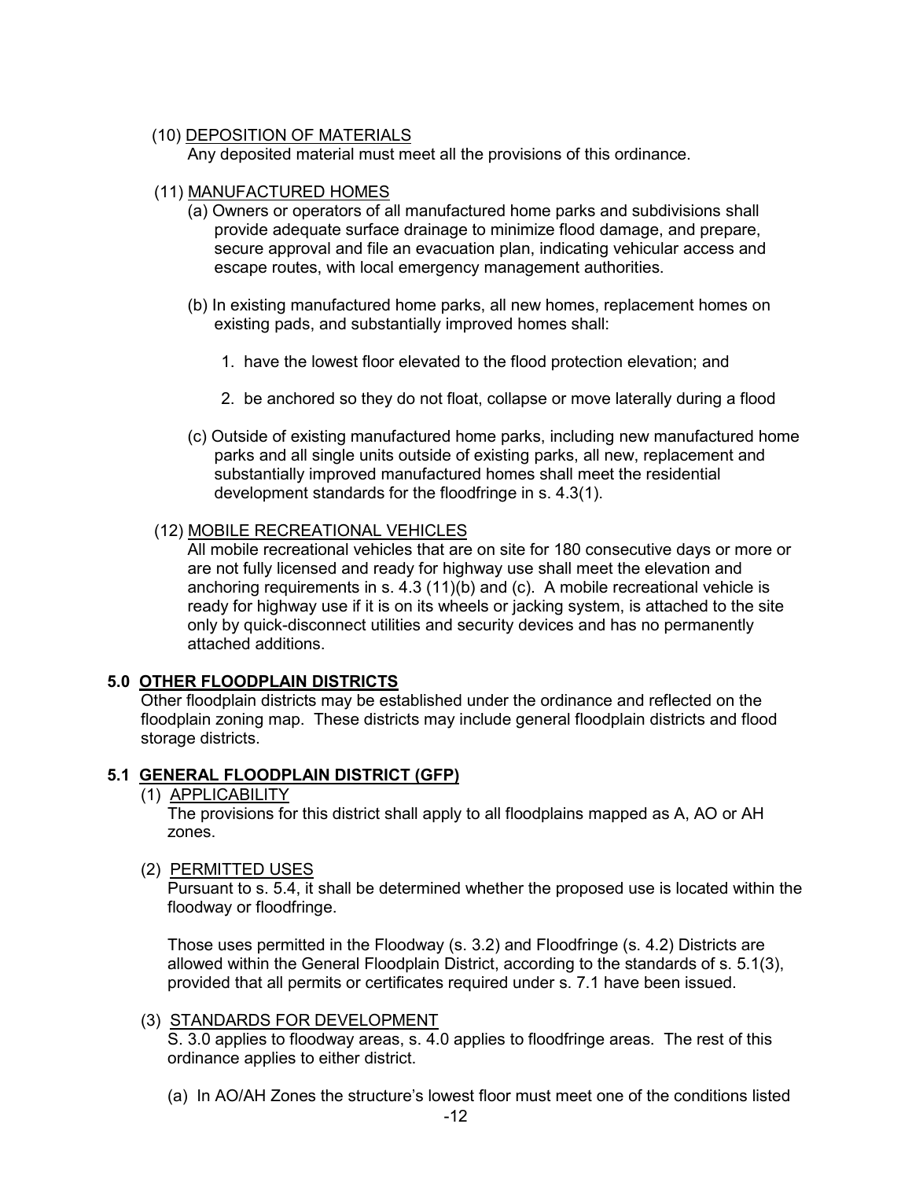(10) DEPOSITION OF MATERIALS

Any deposited material must meet all the provisions of this ordinance.

(11) MANUFACTURED HOMES

(a) Owners or operators of all manufactured home parks and subdivisions shall provide adequate surface drainage to minimize flood damage, and prepare, secure approval and file an evacuation plan, indicating vehicular access and escape routes, with local emergency management authorities.

(b) In existing manufactured home parks, all new homes, replacement homes on existing pads, and substantially improved homes shall:

1. have the lowest floor elevated to the flood protection elevation; and

2. be anchored so they do not float, collapse or move laterally during a flood

(c) Outside of existing manufactured home parks, including new manufactured home parks and all single units outside of existing parks, all new, replacement and substantially improved manufactured homes shall meet the residential development standards for the floodfringe in s. 4.3(1).

(12) MOBILE RECREATIONAL VEHICLES

All mobile recreational vehicles that are on site for 180 consecutive days or more or are not fully licensed and ready for highway use shall meet the elevation and anchoring requirements in s. 4.3 (11)(b) and (c). A mobile recreational vehicle is ready for highway use if it is on its wheels or jacking system, is attached to the site only by quick-disconnect utilities and security devices and has no permanently attached additions.

## 5.0 OTHER FLOODPLAIN DISTRICTS

Other floodplain districts may be established under the ordinance and reflected on the floodplain zoning map. These districts may include general floodplain districts and flood storage districts.

## 5.1 GENERAL FLOODPLAIN DISTRICT (GFP)

(1) APPLICABILITY

The provisions for this district shall apply to all floodplains mapped as A, AO or AH zones.

(2) PERMITTED USES

Pursuant to s. 5.4, it shall be determined whether the proposed use is located within the floodway or floodfringe.

Those uses permitted in the Floodway (s. 3.2) and Floodfringe (s. 4.2) Districts are allowed within the General Floodplain District, according to the standards of s. 5.1(3), provided that all permits or certificates required under s. 7.1 have been issued.

(3) STANDARDS FOR DEVELOPMENT

S. 3.0 applies to floodway areas, s. 4.0 applies to floodfringe areas. The rest of this ordinance applies to either district.

(a) In AO/AH Zones the structure's lowest floor must meet one of the conditions listed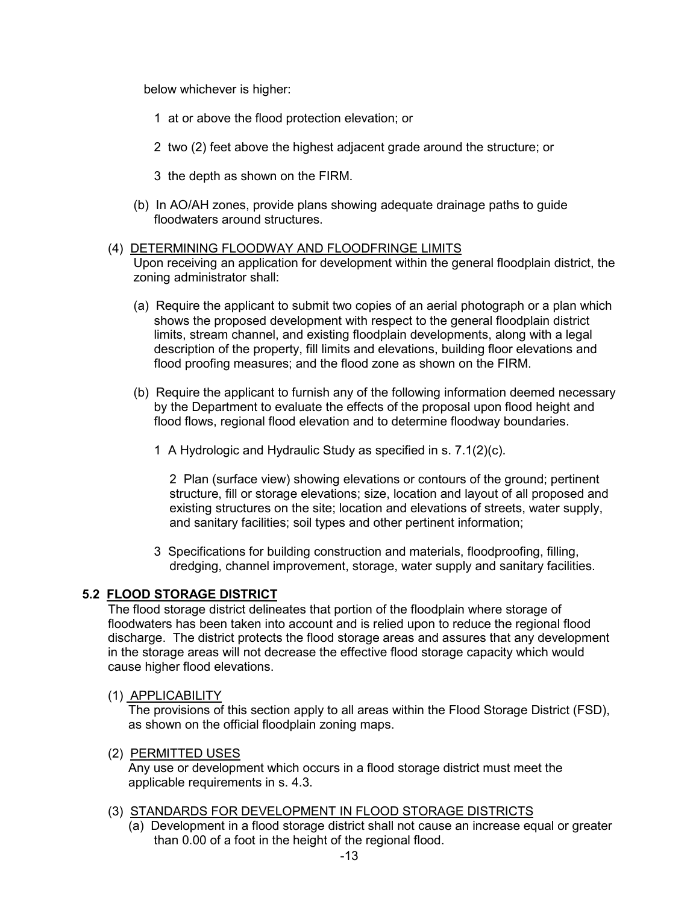below whichever is higher:

1 at or above the flood protection elevation; or

2 two (2) feet above the highest adjacent grade around the structure; or

3 the depth as shown on the FIRM.

(b) In AO/AH zones, provide plans showing adequate drainage paths to guide floodwaters around structures.

(4) DETERMINING FLOODWAY AND FLOODFRINGE LIMITS
Upon receiving an application for development within the general floodplain district, the zoning administrator shall:

(a) Require the applicant to submit two copies of an aerial photograph or a plan which shows the proposed development with respect to the general floodplain district limits, stream channel, and existing floodplain developments, along with a legal description of the property, fill limits and elevations, building floor elevations and flood proofing measures; and the flood zone as shown on the FIRM.

(b) Require the applicant to furnish any of the following information deemed necessary by the Department to evaluate the effects of the proposal upon flood height and flood flows, regional flood elevation and to determine floodway boundaries.

1 A Hydrologic and Hydraulic Study as specified in s. 7.1(2)(c).

2 Plan (surface view) showing elevations or contours of the ground; pertinent structure, fill or storage elevations; size, location and layout of all proposed and existing structures on the site; location and elevations of streets, water supply, and sanitary facilities; soil types and other pertinent information;

3 Specifications for building construction and materials, floodproofing, filling, dredging, channel improvement, storage, water supply and sanitary facilities.

## 5.2 FLOOD STORAGE DISTRICT

The flood storage district delineates that portion of the floodplain where storage of floodwaters has been taken into account and is relied upon to reduce the regional flood discharge. The district protects the flood storage areas and assures that any development in the storage areas will not decrease the effective flood storage capacity which would cause higher flood elevations.

(1) APPLICABILITY
The provisions of this section apply to all areas within the Flood Storage District (FSD), as shown on the official floodplain zoning maps.

(2) PERMITTED USES
Any use or development which occurs in a flood storage district must meet the applicable requirements in s. 4.3.

(3) STANDARDS FOR DEVELOPMENT IN FLOOD STORAGE DISTRICTS

(a) Development in a flood storage district shall not cause an increase equal or greater than 0.00 of a foot in the height of the regional flood.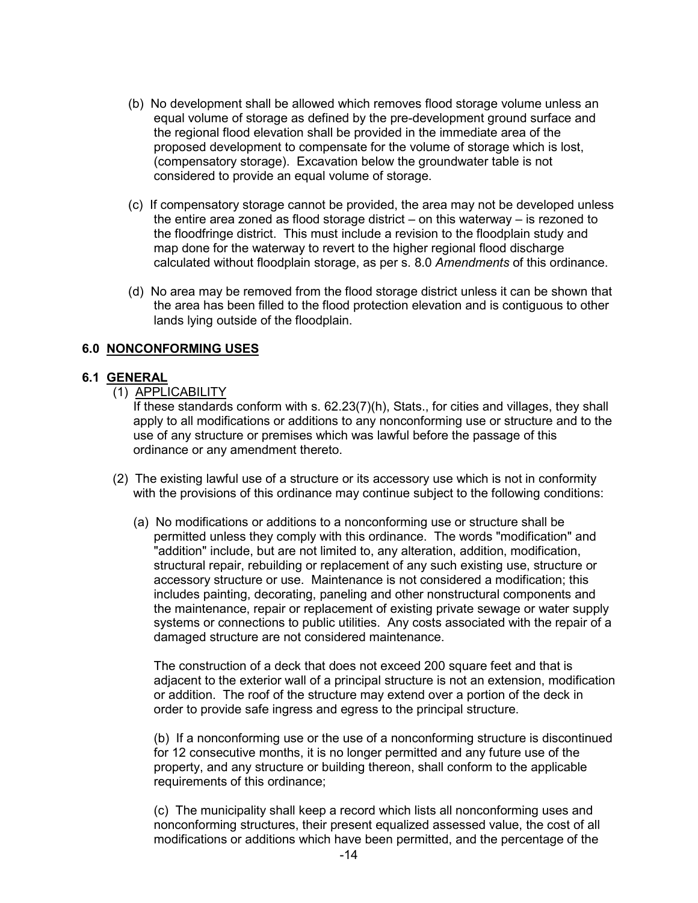(b) No development shall be allowed which removes flood storage volume unless an equal volume of storage as defined by the pre-development ground surface and the regional flood elevation shall be provided in the immediate area of the proposed development to compensate for the volume of storage which is lost, (compensatory storage). Excavation below the groundwater table is not considered to provide an equal volume of storage.

(c) If compensatory storage cannot be provided, the area may not be developed unless the entire area zoned as flood storage district – on this waterway – is rezoned to the floodfringe district. This must include a revision to the floodplain study and map done for the waterway to revert to the higher regional flood discharge calculated without floodplain storage, as per s. 8.0 *Amendments* of this ordinance.

(d) No area may be removed from the flood storage district unless it can be shown that the area has been filled to the flood protection elevation and is contiguous to other lands lying outside of the floodplain.

## 6.0 NONCONFORMING USES

### 6.1 GENERAL

(1) APPLICABILITY

If these standards conform with s. 62.23(7)(h), Stats., for cities and villages, they shall apply to all modifications or additions to any nonconforming use or structure and to the use of any structure or premises which was lawful before the passage of this ordinance or any amendment thereto.

(2) The existing lawful use of a structure or its accessory use which is not in conformity with the provisions of this ordinance may continue subject to the following conditions:

(a) No modifications or additions to a nonconforming use or structure shall be permitted unless they comply with this ordinance. The words "modification" and "addition" include, but are not limited to, any alteration, addition, modification, structural repair, rebuilding or replacement of any such existing use, structure or accessory structure or use. Maintenance is not considered a modification; this includes painting, decorating, paneling and other nonstructural components and the maintenance, repair or replacement of existing private sewage or water supply systems or connections to public utilities. Any costs associated with the repair of a damaged structure are not considered maintenance.

The construction of a deck that does not exceed 200 square feet and that is adjacent to the exterior wall of a principal structure is not an extension, modification or addition. The roof of the structure may extend over a portion of the deck in order to provide safe ingress and egress to the principal structure.

(b) If a nonconforming use or the use of a nonconforming structure is discontinued for 12 consecutive months, it is no longer permitted and any future use of the property, and any structure or building thereon, shall conform to the applicable requirements of this ordinance;

(c) The municipality shall keep a record which lists all nonconforming uses and nonconforming structures, their present equalized assessed value, the cost of all modifications or additions which have been permitted, and the percentage of the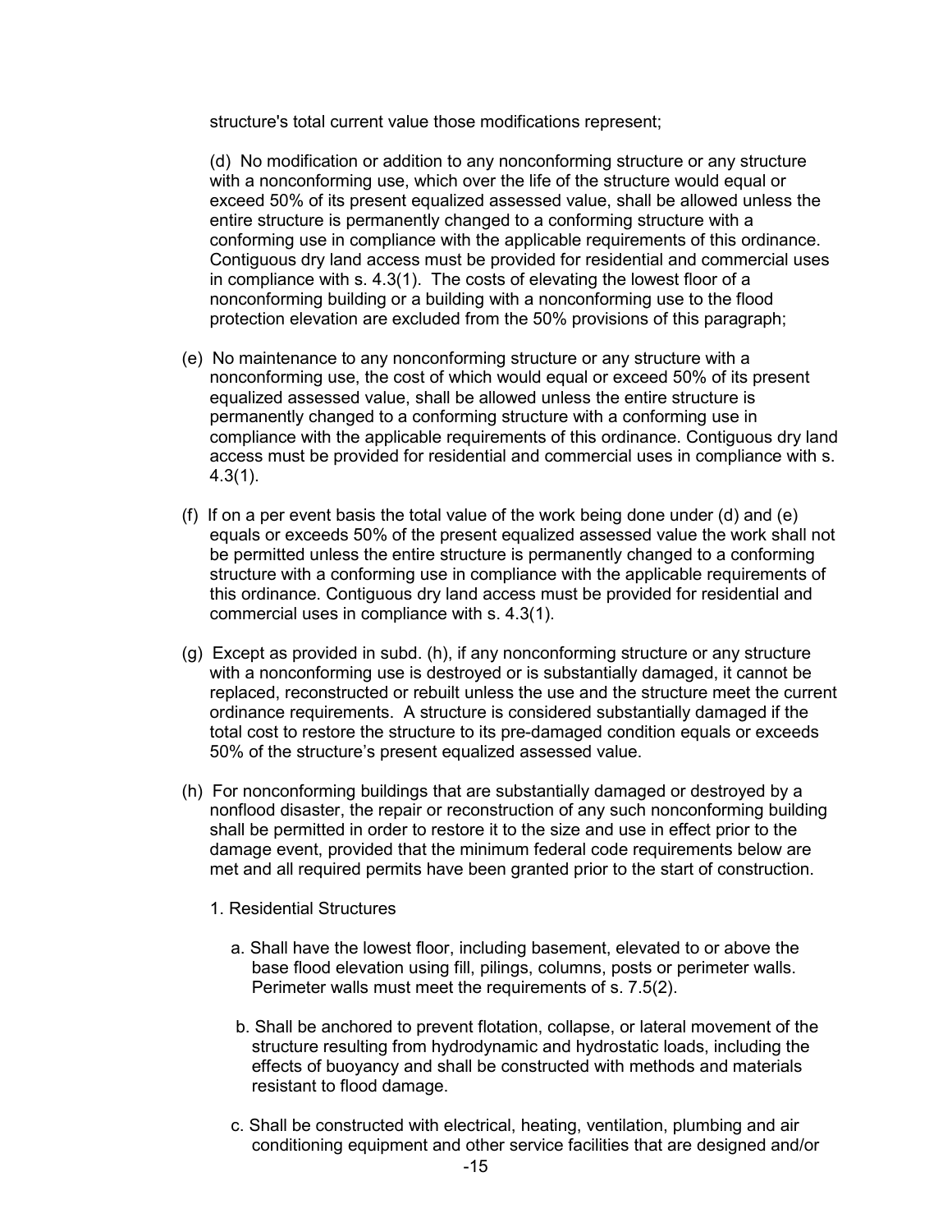structure's total current value those modifications represent;

(d) No modification or addition to any nonconforming structure or any structure with a nonconforming use, which over the life of the structure would equal or exceed 50% of its present equalized assessed value, shall be allowed unless the entire structure is permanently changed to a conforming structure with a conforming use in compliance with the applicable requirements of this ordinance. Contiguous dry land access must be provided for residential and commercial uses in compliance with s. 4.3(1). The costs of elevating the lowest floor of a nonconforming building or a building with a nonconforming use to the flood protection elevation are excluded from the 50% provisions of this paragraph;

(e) No maintenance to any nonconforming structure or any structure with a nonconforming use, the cost of which would equal or exceed 50% of its present equalized assessed value, shall be allowed unless the entire structure is permanently changed to a conforming structure with a conforming use in compliance with the applicable requirements of this ordinance. Contiguous dry land access must be provided for residential and commercial uses in compliance with s. 4.3(1).

(f) If on a per event basis the total value of the work being done under (d) and (e) equals or exceeds 50% of the present equalized assessed value the work shall not be permitted unless the entire structure is permanently changed to a conforming structure with a conforming use in compliance with the applicable requirements of this ordinance. Contiguous dry land access must be provided for residential and commercial uses in compliance with s. 4.3(1).

(g) Except as provided in subd. (h), if any nonconforming structure or any structure with a nonconforming use is destroyed or is substantially damaged, it cannot be replaced, reconstructed or rebuilt unless the use and the structure meet the current ordinance requirements. A structure is considered substantially damaged if the total cost to restore the structure to its pre-damaged condition equals or exceeds 50% of the structure's present equalized assessed value.

(h) For nonconforming buildings that are substantially damaged or destroyed by a nonflood disaster, the repair or reconstruction of any such nonconforming building shall be permitted in order to restore it to the size and use in effect prior to the damage event, provided that the minimum federal code requirements below are met and all required permits have been granted prior to the start of construction.

1. Residential Structures

a. Shall have the lowest floor, including basement, elevated to or above the base flood elevation using fill, pilings, columns, posts or perimeter walls. Perimeter walls must meet the requirements of s. 7.5(2).

b. Shall be anchored to prevent flotation, collapse, or lateral movement of the structure resulting from hydrodynamic and hydrostatic loads, including the effects of buoyancy and shall be constructed with methods and materials resistant to flood damage.

c. Shall be constructed with electrical, heating, ventilation, plumbing and air conditioning equipment and other service facilities that are designed and/or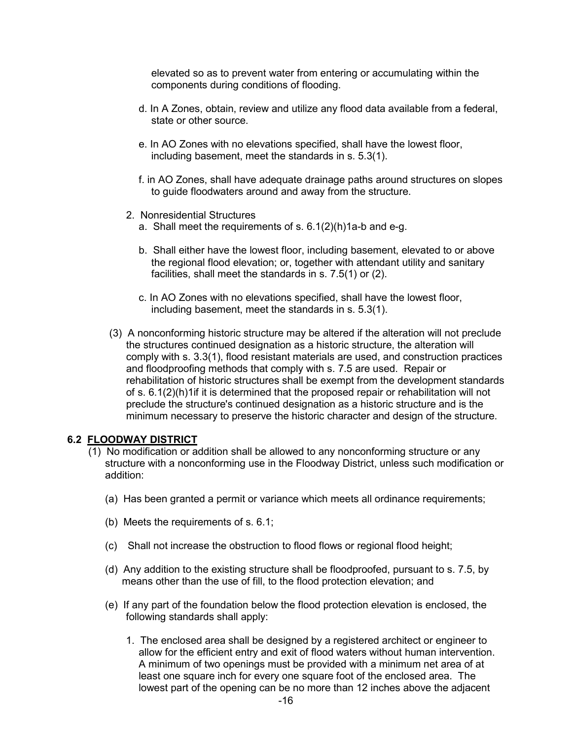elevated so as to prevent water from entering or accumulating within the components during conditions of flooding.

d. In A Zones, obtain, review and utilize any flood data available from a federal, state or other source.

e. In AO Zones with no elevations specified, shall have the lowest floor, including basement, meet the standards in s. 5.3(1).

f. in AO Zones, shall have adequate drainage paths around structures on slopes to guide floodwaters around and away from the structure.

2. Nonresidential Structures

a. Shall meet the requirements of s. 6.1(2)(h)1a-b and e-g.

b. Shall either have the lowest floor, including basement, elevated to or above the regional flood elevation; or, together with attendant utility and sanitary facilities, shall meet the standards in s. 7.5(1) or (2).

c. In AO Zones with no elevations specified, shall have the lowest floor, including basement, meet the standards in s. 5.3(1).

(3) A nonconforming historic structure may be altered if the alteration will not preclude the structures continued designation as a historic structure, the alteration will comply with s. 3.3(1), flood resistant materials are used, and construction practices and floodproofing methods that comply with s. 7.5 are used. Repair or rehabilitation of historic structures shall be exempt from the development standards of s. 6.1(2)(h)1if it is determined that the proposed repair or rehabilitation will not preclude the structure's continued designation as a historic structure and is the minimum necessary to preserve the historic character and design of the structure.

## 6.2 FLOODWAY DISTRICT

(1) No modification or addition shall be allowed to any nonconforming structure or any structure with a nonconforming use in the Floodway District, unless such modification or addition:

(a) Has been granted a permit or variance which meets all ordinance requirements;

(b) Meets the requirements of s. 6.1;

(c) Shall not increase the obstruction to flood flows or regional flood height;

(d) Any addition to the existing structure shall be floodproofed, pursuant to s. 7.5, by means other than the use of fill, to the flood protection elevation; and

(e) If any part of the foundation below the flood protection elevation is enclosed, the following standards shall apply:

1. The enclosed area shall be designed by a registered architect or engineer to allow for the efficient entry and exit of flood waters without human intervention. A minimum of two openings must be provided with a minimum net area of at least one square inch for every one square foot of the enclosed area. The lowest part of the opening can be no more than 12 inches above the adjacent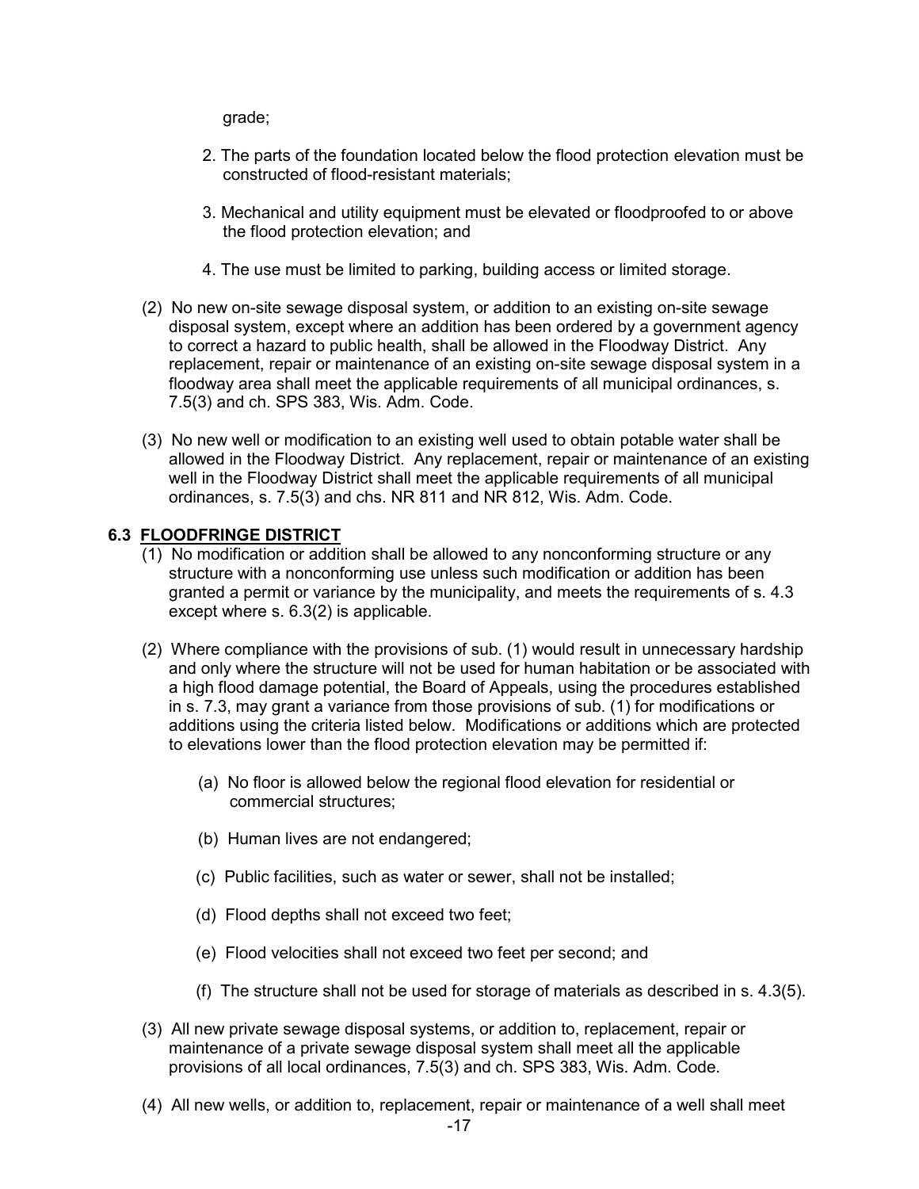grade;

2. The parts of the foundation located below the flood protection elevation must be constructed of flood-resistant materials;

3. Mechanical and utility equipment must be elevated or floodproofed to or above the flood protection elevation; and

4. The use must be limited to parking, building access or limited storage.

(2) No new on-site sewage disposal system, or addition to an existing on-site sewage disposal system, except where an addition has been ordered by a government agency to correct a hazard to public health, shall be allowed in the Floodway District. Any replacement, repair or maintenance of an existing on-site sewage disposal system in a floodway area shall meet the applicable requirements of all municipal ordinances, s. 7.5(3) and ch. SPS 383, Wis. Adm. Code.

(3) No new well or modification to an existing well used to obtain potable water shall be allowed in the Floodway District. Any replacement, repair or maintenance of an existing well in the Floodway District shall meet the applicable requirements of all municipal ordinances, s. 7.5(3) and chs. NR 811 and NR 812, Wis. Adm. Code.

### 6.3 FLOODFRINGE DISTRICT

(1) No modification or addition shall be allowed to any nonconforming structure or any structure with a nonconforming use unless such modification or addition has been granted a permit or variance by the municipality, and meets the requirements of s. 4.3 except where s. 6.3(2) is applicable.

(2) Where compliance with the provisions of sub. (1) would result in unnecessary hardship and only where the structure will not be used for human habitation or be associated with a high flood damage potential, the Board of Appeals, using the procedures established in s. 7.3, may grant a variance from those provisions of sub. (1) for modifications or additions using the criteria listed below. Modifications or additions which are protected to elevations lower than the flood protection elevation may be permitted if:

(a) No floor is allowed below the regional flood elevation for residential or commercial structures;

(b) Human lives are not endangered;

(c) Public facilities, such as water or sewer, shall not be installed;

(d) Flood depths shall not exceed two feet;

(e) Flood velocities shall not exceed two feet per second; and

(f) The structure shall not be used for storage of materials as described in s. 4.3(5).

(3) All new private sewage disposal systems, or addition to, replacement, repair or maintenance of a private sewage disposal system shall meet all the applicable provisions of all local ordinances, 7.5(3) and ch. SPS 383, Wis. Adm. Code.

(4) All new wells, or addition to, replacement, repair or maintenance of a well shall meet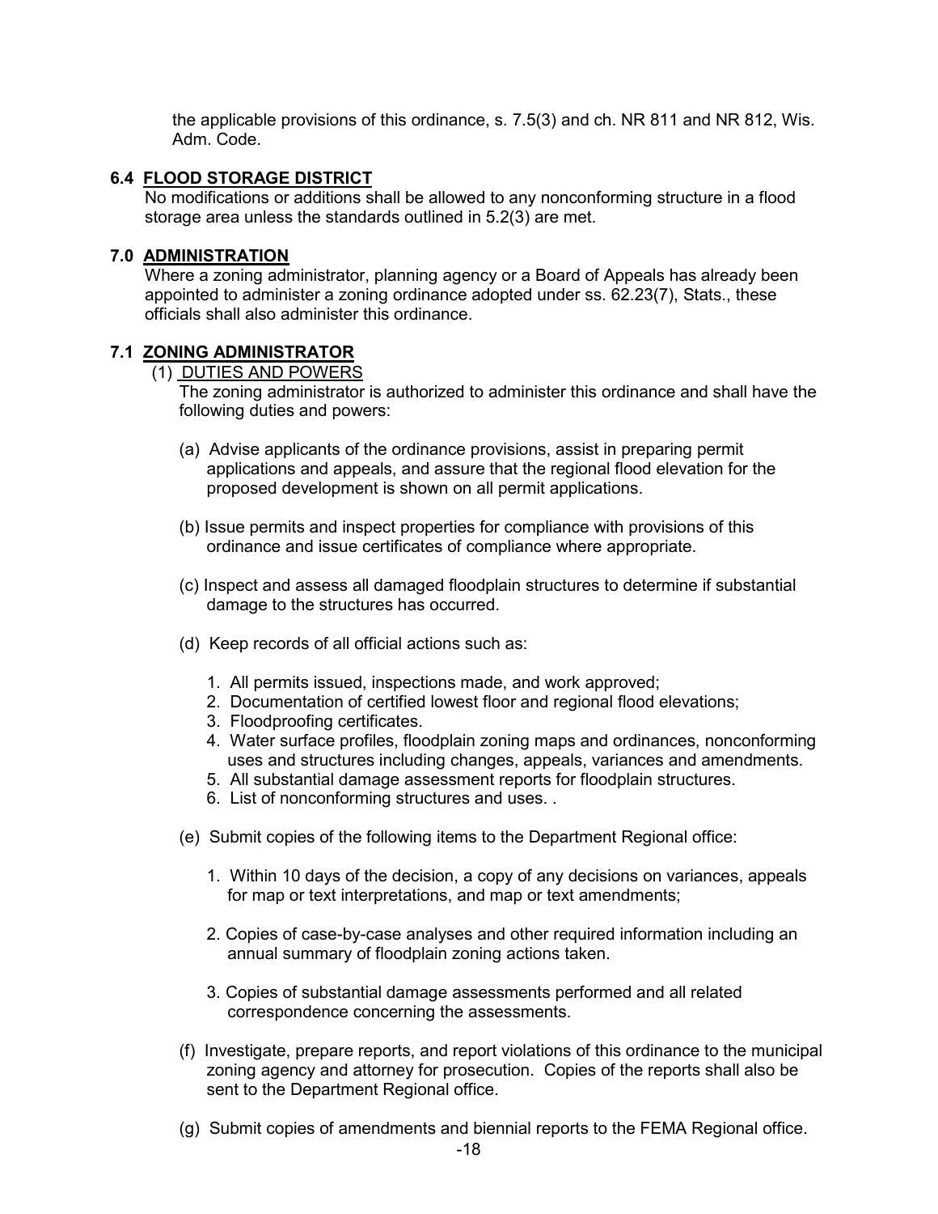the applicable provisions of this ordinance, s. 7.5(3) and ch. NR 811 and NR 812, Wis. Adm. Code.

### 6.4 FLOOD STORAGE DISTRICT

No modifications or additions shall be allowed to any nonconforming structure in a flood storage area unless the standards outlined in 5.2(3) are met.

### 7.0 ADMINISTRATION

Where a zoning administrator, planning agency or a Board of Appeals has already been appointed to administer a zoning ordinance adopted under ss. 62.23(7), Stats., these officials shall also administer this ordinance.

### 7.1 ZONING ADMINISTRATOR

(1) DUTIES AND POWERS

The zoning administrator is authorized to administer this ordinance and shall have the following duties and powers:

(a) Advise applicants of the ordinance provisions, assist in preparing permit applications and appeals, and assure that the regional flood elevation for the proposed development is shown on all permit applications.

(b) Issue permits and inspect properties for compliance with provisions of this ordinance and issue certificates of compliance where appropriate.

(c) Inspect and assess all damaged floodplain structures to determine if substantial damage to the structures has occurred.

(d) Keep records of all official actions such as:

1. All permits issued, inspections made, and work approved;
2. Documentation of certified lowest floor and regional flood elevations;
3. Floodproofing certificates.
4. Water surface profiles, floodplain zoning maps and ordinances, nonconforming uses and structures including changes, appeals, variances and amendments.
5. All substantial damage assessment reports for floodplain structures.
6. List of nonconforming structures and uses. .

(e) Submit copies of the following items to the Department Regional office:

1. Within 10 days of the decision, a copy of any decisions on variances, appeals for map or text interpretations, and map or text amendments;

2. Copies of case-by-case analyses and other required information including an annual summary of floodplain zoning actions taken.

3. Copies of substantial damage assessments performed and all related correspondence concerning the assessments.

(f) Investigate, prepare reports, and report violations of this ordinance to the municipal zoning agency and attorney for prosecution. Copies of the reports shall also be sent to the Department Regional office.

(g) Submit copies of amendments and biennial reports to the FEMA Regional office.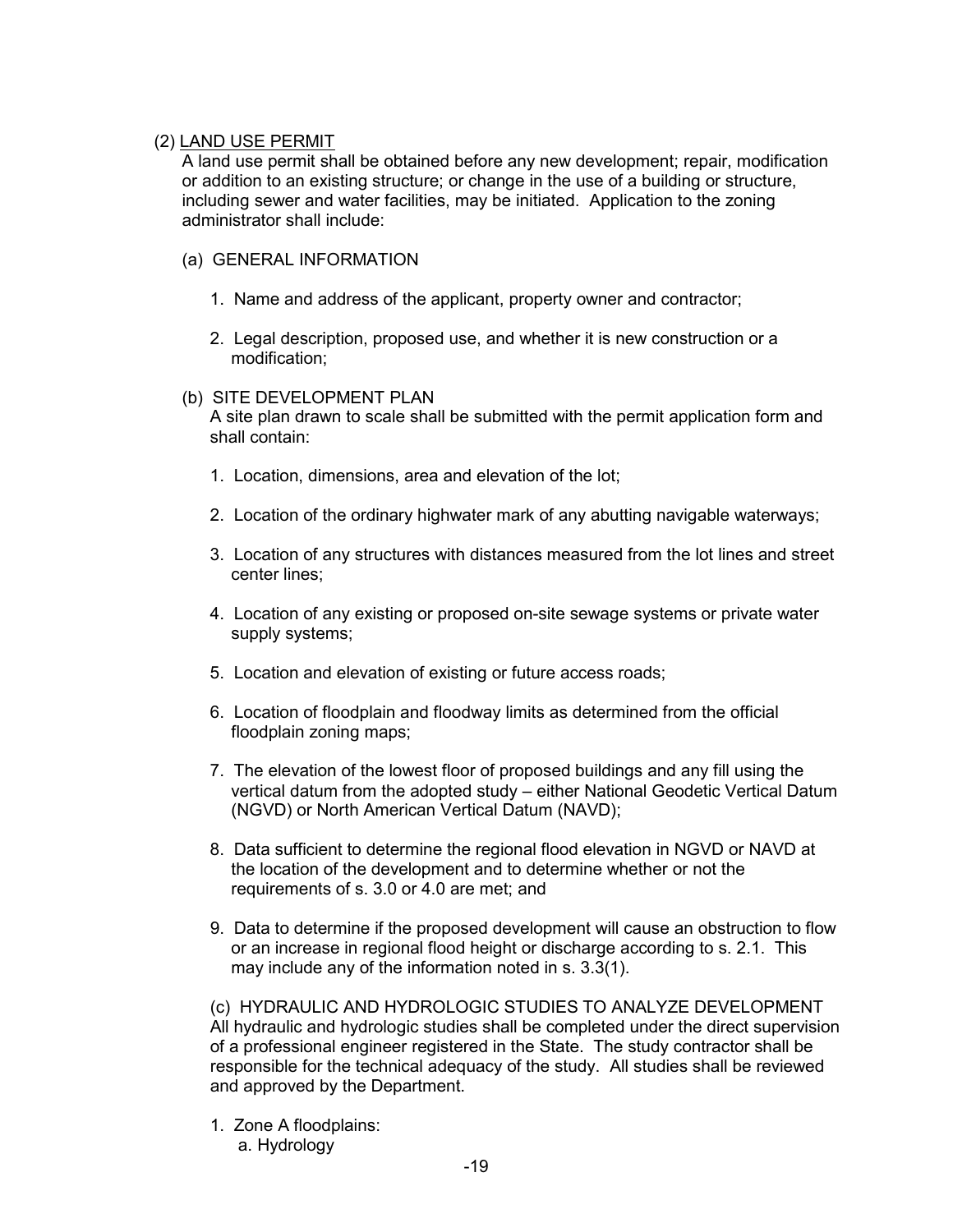(2) <u>LAND USE PERMIT</u>

A land use permit shall be obtained before any new development; repair, modification or addition to an existing structure; or change in the use of a building or structure, including sewer and water facilities, may be initiated. Application to the zoning administrator shall include:

(a) GENERAL INFORMATION

1. Name and address of the applicant, property owner and contractor;

2. Legal description, proposed use, and whether it is new construction or a modification;

(b) SITE DEVELOPMENT PLAN

A site plan drawn to scale shall be submitted with the permit application form and shall contain:

1. Location, dimensions, area and elevation of the lot;

2. Location of the ordinary highwater mark of any abutting navigable waterways;

3. Location of any structures with distances measured from the lot lines and street center lines;

4. Location of any existing or proposed on-site sewage systems or private water supply systems;

5. Location and elevation of existing or future access roads;

6. Location of floodplain and floodway limits as determined from the official floodplain zoning maps;

7. The elevation of the lowest floor of proposed buildings and any fill using the vertical datum from the adopted study – either National Geodetic Vertical Datum (NGVD) or North American Vertical Datum (NAVD);

8. Data sufficient to determine the regional flood elevation in NGVD or NAVD at the location of the development and to determine whether or not the requirements of s. 3.0 or 4.0 are met; and

9. Data to determine if the proposed development will cause an obstruction to flow or an increase in regional flood height or discharge according to s. 2.1. This may include any of the information noted in s. 3.3(1).

(c) HYDRAULIC AND HYDROLOGIC STUDIES TO ANALYZE DEVELOPMENT

All hydraulic and hydrologic studies shall be completed under the direct supervision of a professional engineer registered in the State. The study contractor shall be responsible for the technical adequacy of the study. All studies shall be reviewed and approved by the Department.

1. Zone A floodplains:
   a. Hydrology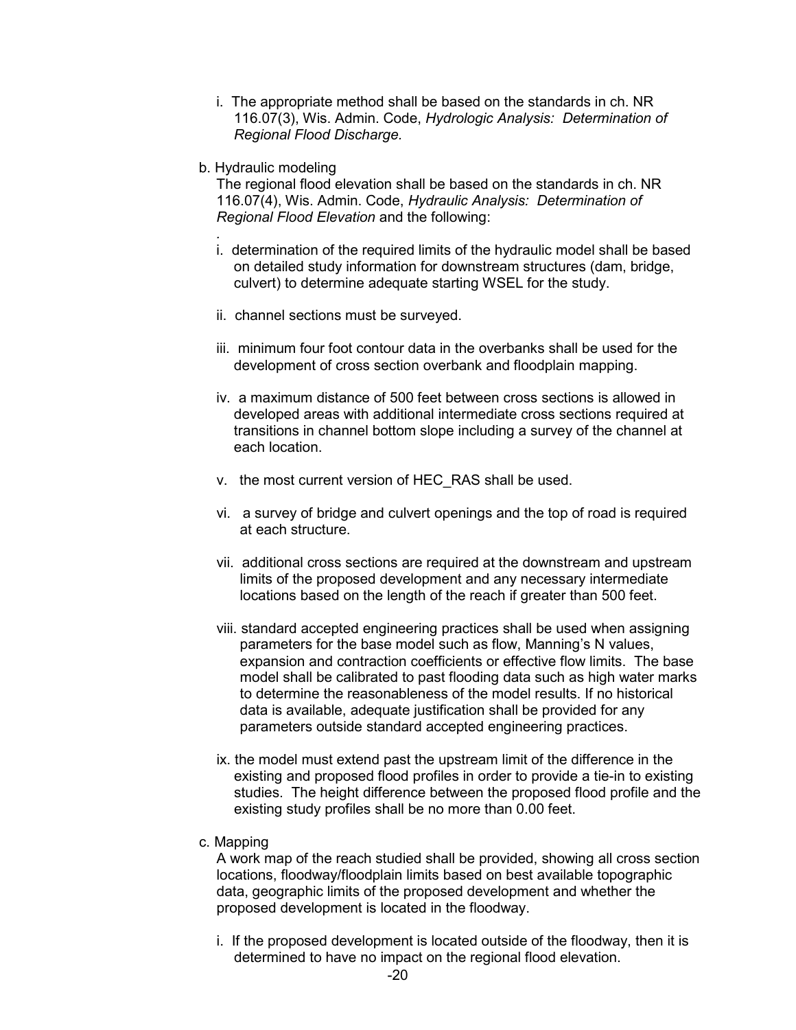i. The appropriate method shall be based on the standards in ch. NR 116.07(3), Wis. Admin. Code, *Hydrologic Analysis: Determination of Regional Flood Discharge.*

b. Hydraulic modeling

The regional flood elevation shall be based on the standards in ch. NR 116.07(4), Wis. Admin. Code, *Hydraulic Analysis: Determination of Regional Flood Elevation* and the following:

.

i. determination of the required limits of the hydraulic model shall be based on detailed study information for downstream structures (dam, bridge, culvert) to determine adequate starting WSEL for the study.

ii. channel sections must be surveyed.

iii. minimum four foot contour data in the overbanks shall be used for the development of cross section overbank and floodplain mapping.

iv. a maximum distance of 500 feet between cross sections is allowed in developed areas with additional intermediate cross sections required at transitions in channel bottom slope including a survey of the channel at each location.

v. the most current version of HEC_RAS shall be used.

vi. a survey of bridge and culvert openings and the top of road is required at each structure.

vii. additional cross sections are required at the downstream and upstream limits of the proposed development and any necessary intermediate locations based on the length of the reach if greater than 500 feet.

viii. standard accepted engineering practices shall be used when assigning parameters for the base model such as flow, Manning's N values, expansion and contraction coefficients or effective flow limits. The base model shall be calibrated to past flooding data such as high water marks to determine the reasonableness of the model results. If no historical data is available, adequate justification shall be provided for any parameters outside standard accepted engineering practices.

ix. the model must extend past the upstream limit of the difference in the existing and proposed flood profiles in order to provide a tie-in to existing studies. The height difference between the proposed flood profile and the existing study profiles shall be no more than 0.00 feet.

c. Mapping

A work map of the reach studied shall be provided, showing all cross section locations, floodway/floodplain limits based on best available topographic data, geographic limits of the proposed development and whether the proposed development is located in the floodway.

i. If the proposed development is located outside of the floodway, then it is determined to have no impact on the regional flood elevation.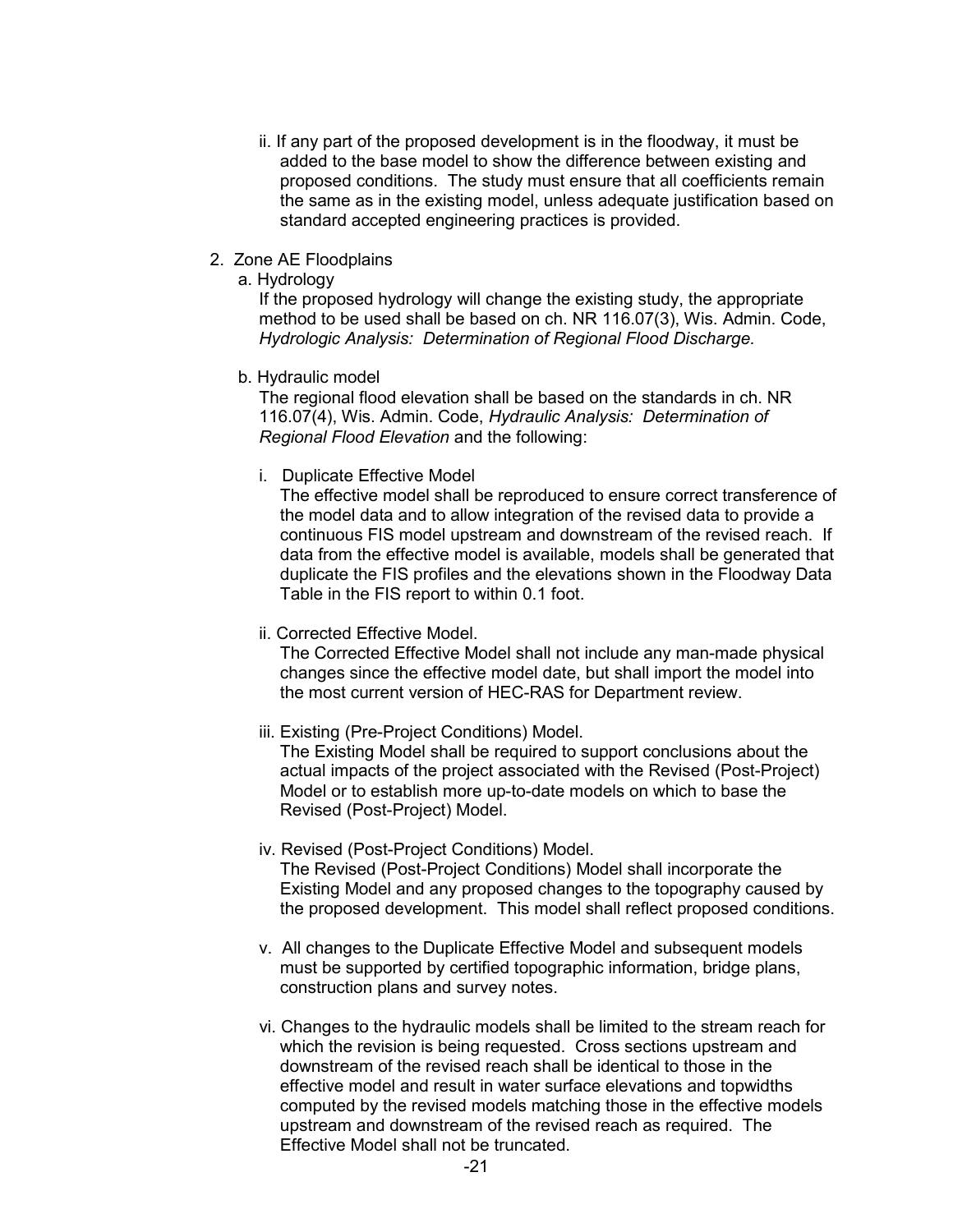ii. If any part of the proposed development is in the floodway, it must be added to the base model to show the difference between existing and proposed conditions. The study must ensure that all coefficients remain the same as in the existing model, unless adequate justification based on standard accepted engineering practices is provided.

2. Zone AE Floodplains

a. Hydrology

If the proposed hydrology will change the existing study, the appropriate method to be used shall be based on ch. NR 116.07(3), Wis. Admin. Code, *Hydrologic Analysis: Determination of Regional Flood Discharge.*

b. Hydraulic model

The regional flood elevation shall be based on the standards in ch. NR 116.07(4), Wis. Admin. Code, *Hydraulic Analysis: Determination of Regional Flood Elevation* and the following:

i. Duplicate Effective Model

The effective model shall be reproduced to ensure correct transference of the model data and to allow integration of the revised data to provide a continuous FIS model upstream and downstream of the revised reach. If data from the effective model is available, models shall be generated that duplicate the FIS profiles and the elevations shown in the Floodway Data Table in the FIS report to within 0.1 foot.

ii. Corrected Effective Model.

The Corrected Effective Model shall not include any man-made physical changes since the effective model date, but shall import the model into the most current version of HEC-RAS for Department review.

iii. Existing (Pre-Project Conditions) Model.

The Existing Model shall be required to support conclusions about the actual impacts of the project associated with the Revised (Post-Project) Model or to establish more up-to-date models on which to base the Revised (Post-Project) Model.

iv. Revised (Post-Project Conditions) Model.

The Revised (Post-Project Conditions) Model shall incorporate the Existing Model and any proposed changes to the topography caused by the proposed development. This model shall reflect proposed conditions.

v. All changes to the Duplicate Effective Model and subsequent models must be supported by certified topographic information, bridge plans, construction plans and survey notes.

vi. Changes to the hydraulic models shall be limited to the stream reach for which the revision is being requested. Cross sections upstream and downstream of the revised reach shall be identical to those in the effective model and result in water surface elevations and topwidths computed by the revised models matching those in the effective models upstream and downstream of the revised reach as required. The Effective Model shall not be truncated.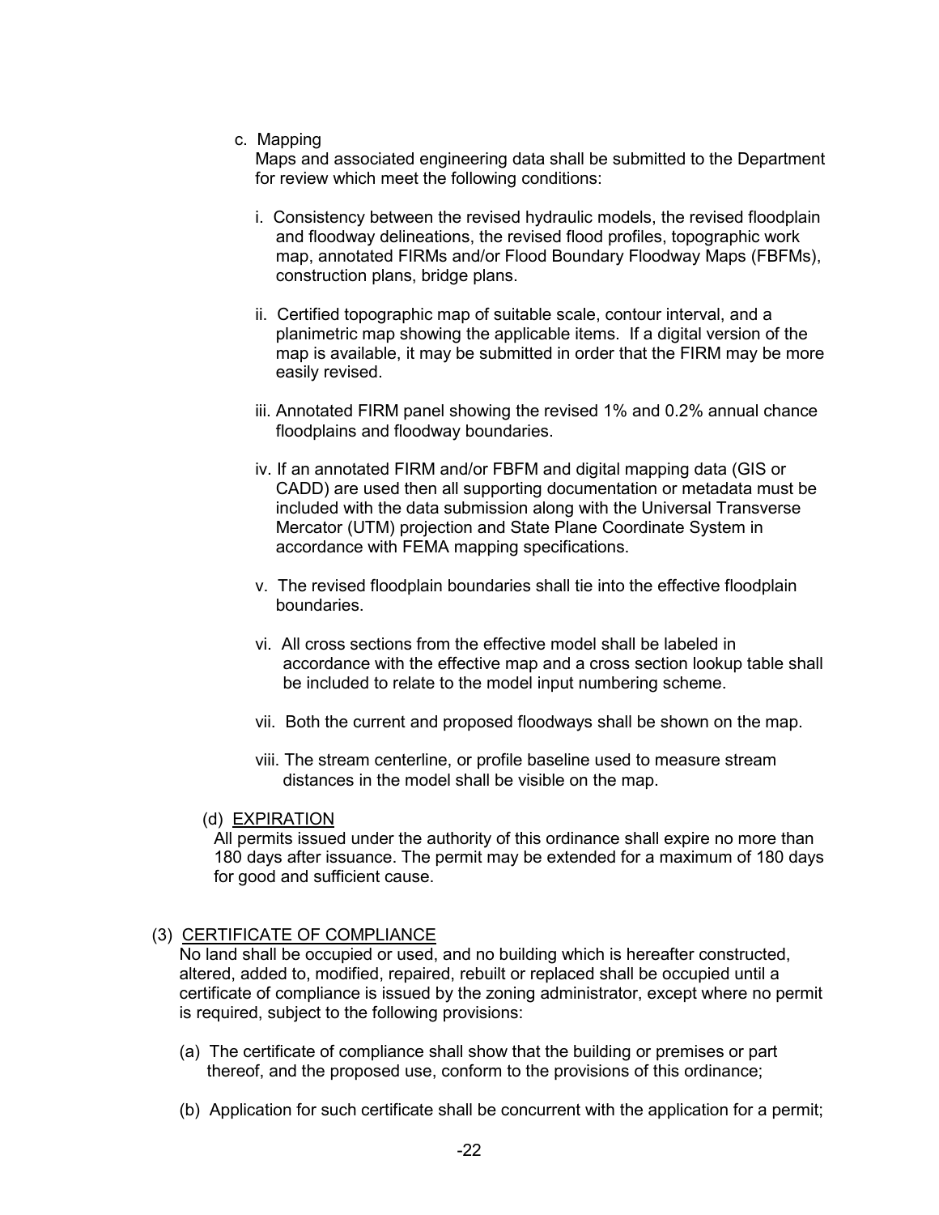c. Mapping

Maps and associated engineering data shall be submitted to the Department for review which meet the following conditions:

i. Consistency between the revised hydraulic models, the revised floodplain and floodway delineations, the revised flood profiles, topographic work map, annotated FIRMs and/or Flood Boundary Floodway Maps (FBFMs), construction plans, bridge plans.

ii. Certified topographic map of suitable scale, contour interval, and a planimetric map showing the applicable items. If a digital version of the map is available, it may be submitted in order that the FIRM may be more easily revised.

iii. Annotated FIRM panel showing the revised 1% and 0.2% annual chance floodplains and floodway boundaries.

iv. If an annotated FIRM and/or FBFM and digital mapping data (GIS or CADD) are used then all supporting documentation or metadata must be included with the data submission along with the Universal Transverse Mercator (UTM) projection and State Plane Coordinate System in accordance with FEMA mapping specifications.

v. The revised floodplain boundaries shall tie into the effective floodplain boundaries.

vi. All cross sections from the effective model shall be labeled in accordance with the effective map and a cross section lookup table shall be included to relate to the model input numbering scheme.

vii. Both the current and proposed floodways shall be shown on the map.

viii. The stream centerline, or profile baseline used to measure stream distances in the model shall be visible on the map.

(d) <u>EXPIRATION</u>

All permits issued under the authority of this ordinance shall expire no more than 180 days after issuance. The permit may be extended for a maximum of 180 days for good and sufficient cause.

(3) <u>CERTIFICATE OF COMPLIANCE</u>

No land shall be occupied or used, and no building which is hereafter constructed, altered, added to, modified, repaired, rebuilt or replaced shall be occupied until a certificate of compliance is issued by the zoning administrator, except where no permit is required, subject to the following provisions:

(a) The certificate of compliance shall show that the building or premises or part thereof, and the proposed use, conform to the provisions of this ordinance;

(b) Application for such certificate shall be concurrent with the application for a permit;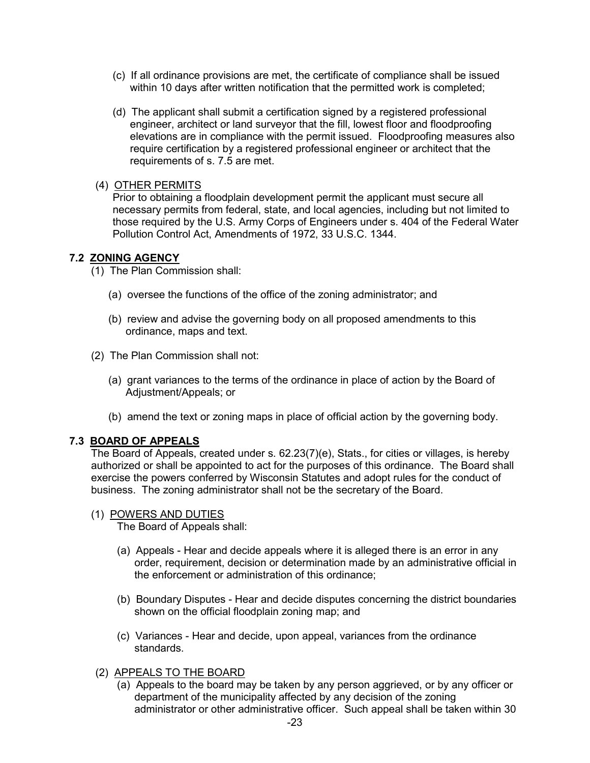(c) If all ordinance provisions are met, the certificate of compliance shall be issued within 10 days after written notification that the permitted work is completed;

(d) The applicant shall submit a certification signed by a registered professional engineer, architect or land surveyor that the fill, lowest floor and floodproofing elevations are in compliance with the permit issued. Floodproofing measures also require certification by a registered professional engineer or architect that the requirements of s. 7.5 are met.

(4) <u>OTHER PERMITS</u>

Prior to obtaining a floodplain development permit the applicant must secure all necessary permits from federal, state, and local agencies, including but not limited to those required by the U.S. Army Corps of Engineers under s. 404 of the Federal Water Pollution Control Act, Amendments of 1972, 33 U.S.C. 1344.

### 7.2 ZONING AGENCY

(1) The Plan Commission shall:

(a) oversee the functions of the office of the zoning administrator; and

(b) review and advise the governing body on all proposed amendments to this ordinance, maps and text.

(2) The Plan Commission shall not:

(a) grant variances to the terms of the ordinance in place of action by the Board of Adjustment/Appeals; or

(b) amend the text or zoning maps in place of official action by the governing body.

### 7.3 BOARD OF APPEALS

The Board of Appeals, created under s. 62.23(7)(e), Stats., for cities or villages, is hereby authorized or shall be appointed to act for the purposes of this ordinance. The Board shall exercise the powers conferred by Wisconsin Statutes and adopt rules for the conduct of business. The zoning administrator shall not be the secretary of the Board.

(1) <u>POWERS AND DUTIES</u>

The Board of Appeals shall:

(a) Appeals - Hear and decide appeals where it is alleged there is an error in any order, requirement, decision or determination made by an administrative official in the enforcement or administration of this ordinance;

(b) Boundary Disputes - Hear and decide disputes concerning the district boundaries shown on the official floodplain zoning map; and

(c) Variances - Hear and decide, upon appeal, variances from the ordinance standards.

(2) <u>APPEALS TO THE BOARD</u>

(a) Appeals to the board may be taken by any person aggrieved, or by any officer or department of the municipality affected by any decision of the zoning administrator or other administrative officer. Such appeal shall be taken within 30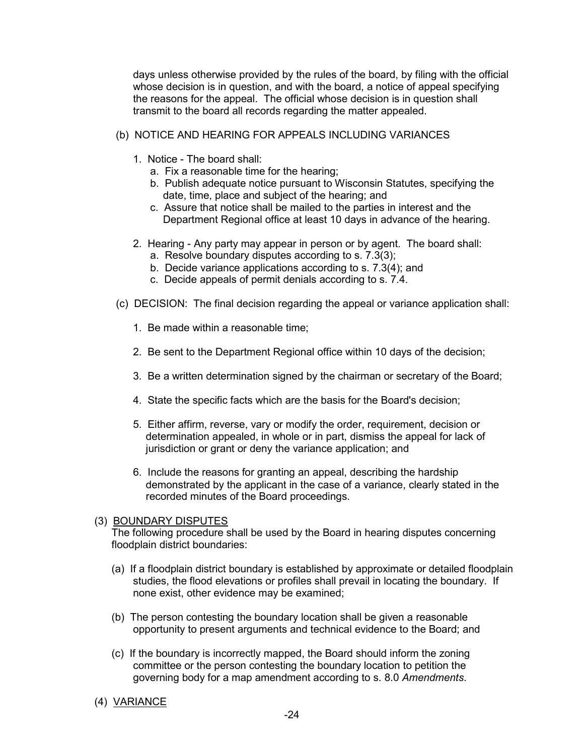days unless otherwise provided by the rules of the board, by filing with the official whose decision is in question, and with the board, a notice of appeal specifying the reasons for the appeal. The official whose decision is in question shall transmit to the board all records regarding the matter appealed.

(b) NOTICE AND HEARING FOR APPEALS INCLUDING VARIANCES

1. Notice - The board shall:
   a. Fix a reasonable time for the hearing;
   b. Publish adequate notice pursuant to Wisconsin Statutes, specifying the date, time, place and subject of the hearing; and
   c. Assure that notice shall be mailed to the parties in interest and the Department Regional office at least 10 days in advance of the hearing.

2. Hearing - Any party may appear in person or by agent. The board shall:
   a. Resolve boundary disputes according to s. 7.3(3);
   b. Decide variance applications according to s. 7.3(4); and
   c. Decide appeals of permit denials according to s. 7.4.

(c) DECISION: The final decision regarding the appeal or variance application shall:

1. Be made within a reasonable time;

2. Be sent to the Department Regional office within 10 days of the decision;

3. Be a written determination signed by the chairman or secretary of the Board;

4. State the specific facts which are the basis for the Board's decision;

5. Either affirm, reverse, vary or modify the order, requirement, decision or determination appealed, in whole or in part, dismiss the appeal for lack of jurisdiction or grant or deny the variance application; and

6. Include the reasons for granting an appeal, describing the hardship demonstrated by the applicant in the case of a variance, clearly stated in the recorded minutes of the Board proceedings.

(3) <u>BOUNDARY DISPUTES</u>

The following procedure shall be used by the Board in hearing disputes concerning floodplain district boundaries:

(a) If a floodplain district boundary is established by approximate or detailed floodplain studies, the flood elevations or profiles shall prevail in locating the boundary. If none exist, other evidence may be examined;

(b) The person contesting the boundary location shall be given a reasonable opportunity to present arguments and technical evidence to the Board; and

(c) If the boundary is incorrectly mapped, the Board should inform the zoning committee or the person contesting the boundary location to petition the governing body for a map amendment according to s. 8.0 *Amendments*.

(4) <u>VARIANCE</u>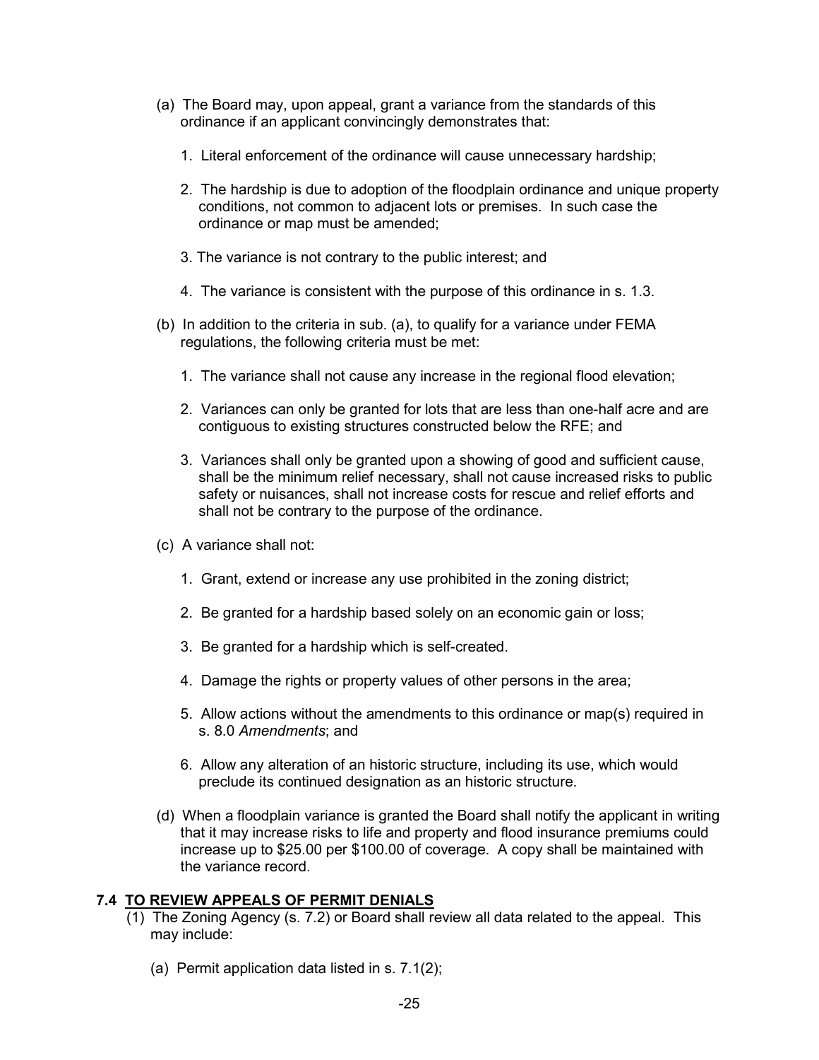(a) The Board may, upon appeal, grant a variance from the standards of this ordinance if an applicant convincingly demonstrates that:

1. Literal enforcement of the ordinance will cause unnecessary hardship;

2. The hardship is due to adoption of the floodplain ordinance and unique property conditions, not common to adjacent lots or premises. In such case the ordinance or map must be amended;

3. The variance is not contrary to the public interest; and

4. The variance is consistent with the purpose of this ordinance in s. 1.3.

(b) In addition to the criteria in sub. (a), to qualify for a variance under FEMA regulations, the following criteria must be met:

1. The variance shall not cause any increase in the regional flood elevation;

2. Variances can only be granted for lots that are less than one-half acre and are contiguous to existing structures constructed below the RFE; and

3. Variances shall only be granted upon a showing of good and sufficient cause, shall be the minimum relief necessary, shall not cause increased risks to public safety or nuisances, shall not increase costs for rescue and relief efforts and shall not be contrary to the purpose of the ordinance.

(c) A variance shall not:

1. Grant, extend or increase any use prohibited in the zoning district;

2. Be granted for a hardship based solely on an economic gain or loss;

3. Be granted for a hardship which is self-created.

4. Damage the rights or property values of other persons in the area;

5. Allow actions without the amendments to this ordinance or map(s) required in s. 8.0 *Amendments*; and

6. Allow any alteration of an historic structure, including its use, which would preclude its continued designation as an historic structure.

(d) When a floodplain variance is granted the Board shall notify the applicant in writing that it may increase risks to life and property and flood insurance premiums could increase up to $25.00 per $100.00 of coverage. A copy shall be maintained with the variance record.

## 7.4 TO REVIEW APPEALS OF PERMIT DENIALS

(1) The Zoning Agency (s. 7.2) or Board shall review all data related to the appeal. This may include:

(a) Permit application data listed in s. 7.1(2);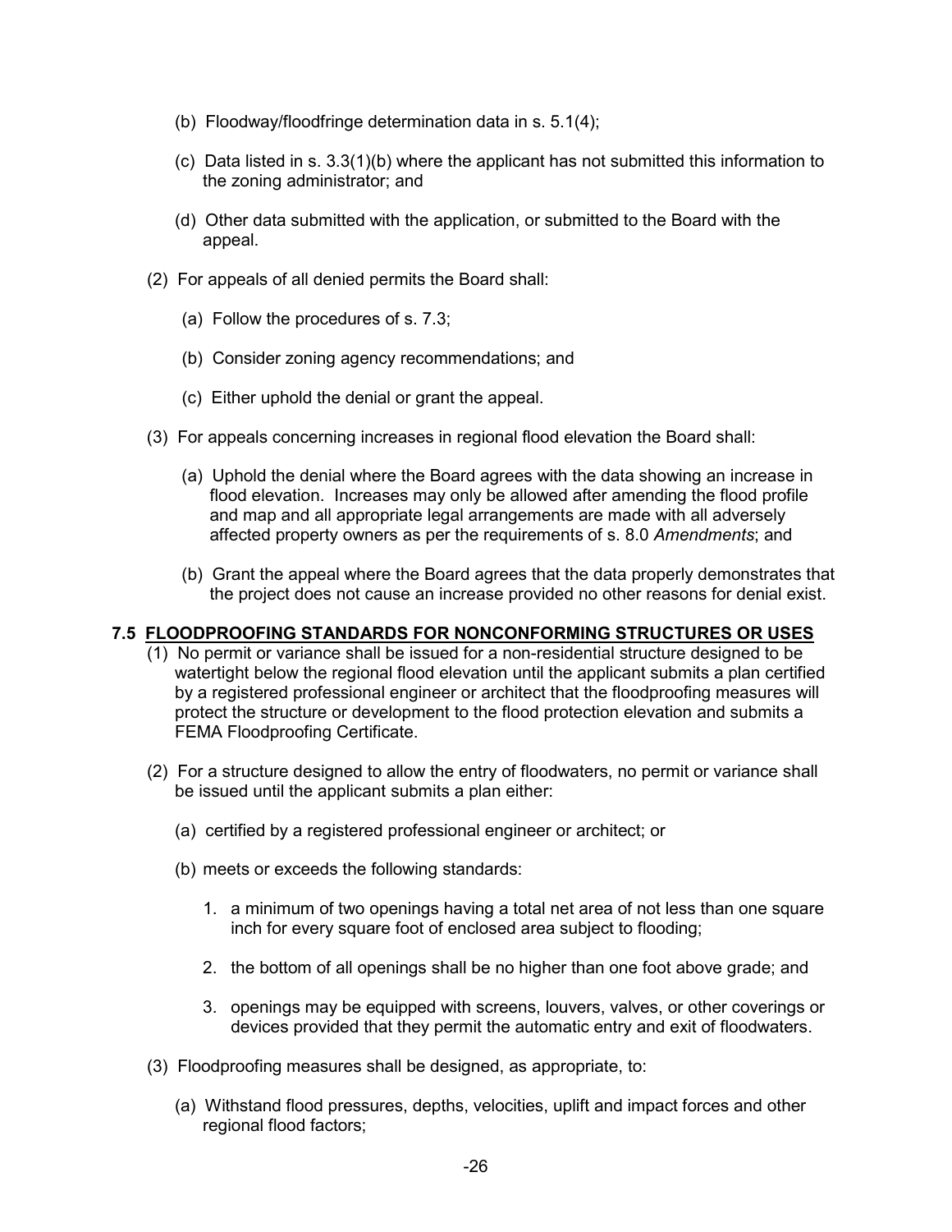(b) Floodway/floodfringe determination data in s. 5.1(4);

(c) Data listed in s. 3.3(1)(b) where the applicant has not submitted this information to the zoning administrator; and

(d) Other data submitted with the application, or submitted to the Board with the appeal.

(2) For appeals of all denied permits the Board shall:

(a) Follow the procedures of s. 7.3;

(b) Consider zoning agency recommendations; and

(c) Either uphold the denial or grant the appeal.

(3) For appeals concerning increases in regional flood elevation the Board shall:

(a) Uphold the denial where the Board agrees with the data showing an increase in flood elevation. Increases may only be allowed after amending the flood profile and map and all appropriate legal arrangements are made with all adversely affected property owners as per the requirements of s. 8.0 *Amendments*; and

(b) Grant the appeal where the Board agrees that the data properly demonstrates that the project does not cause an increase provided no other reasons for denial exist.

## 7.5 FLOODPROOFING STANDARDS FOR NONCONFORMING STRUCTURES OR USES

(1) No permit or variance shall be issued for a non-residential structure designed to be watertight below the regional flood elevation until the applicant submits a plan certified by a registered professional engineer or architect that the floodproofing measures will protect the structure or development to the flood protection elevation and submits a FEMA Floodproofing Certificate.

(2) For a structure designed to allow the entry of floodwaters, no permit or variance shall be issued until the applicant submits a plan either:

(a) certified by a registered professional engineer or architect; or

(b) meets or exceeds the following standards:

1. a minimum of two openings having a total net area of not less than one square inch for every square foot of enclosed area subject to flooding;

2. the bottom of all openings shall be no higher than one foot above grade; and

3. openings may be equipped with screens, louvers, valves, or other coverings or devices provided that they permit the automatic entry and exit of floodwaters.

(3) Floodproofing measures shall be designed, as appropriate, to:

(a) Withstand flood pressures, depths, velocities, uplift and impact forces and other regional flood factors;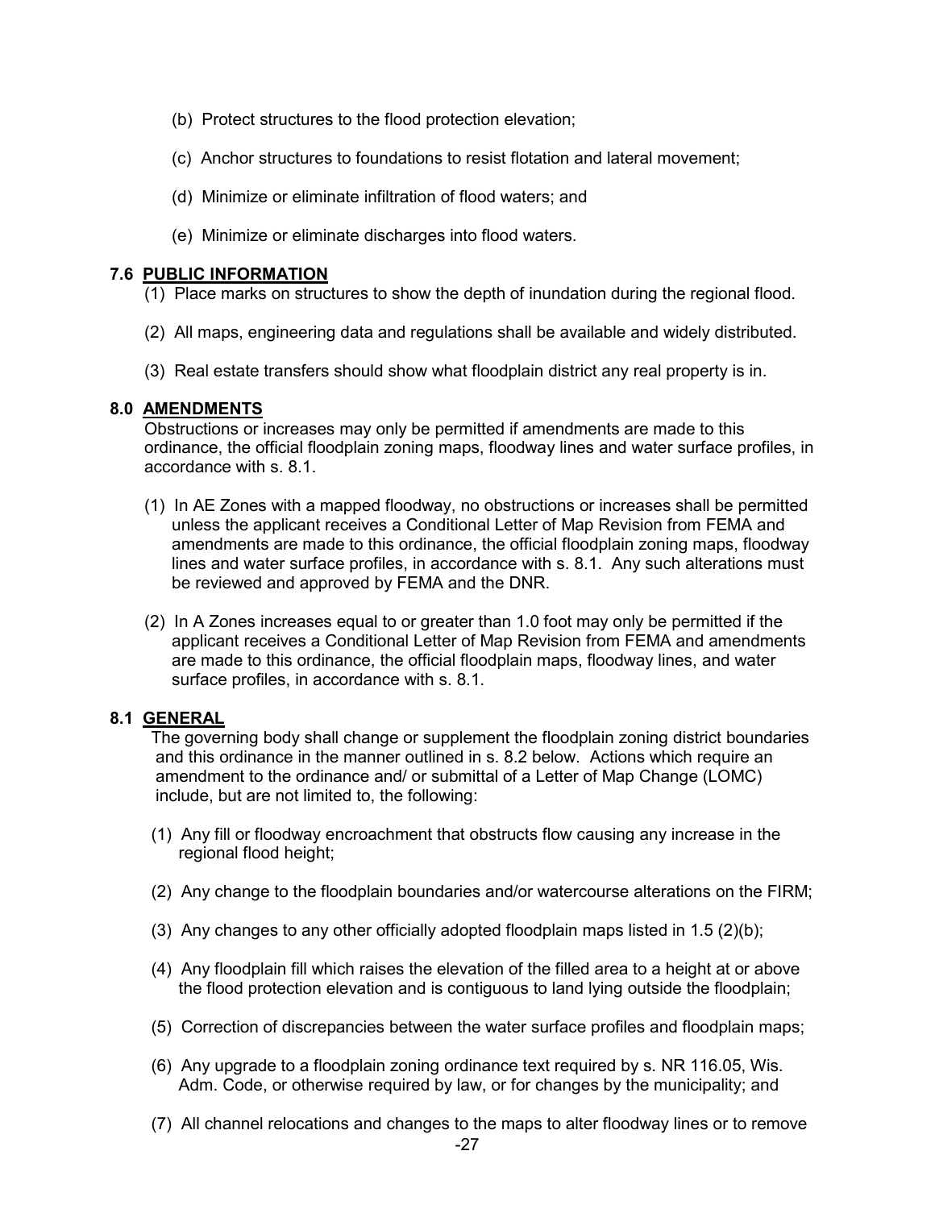(b) Protect structures to the flood protection elevation;

(c) Anchor structures to foundations to resist flotation and lateral movement;

(d) Minimize or eliminate infiltration of flood waters; and

(e) Minimize or eliminate discharges into flood waters.

## 7.6 PUBLIC INFORMATION

(1) Place marks on structures to show the depth of inundation during the regional flood.

(2) All maps, engineering data and regulations shall be available and widely distributed.

(3) Real estate transfers should show what floodplain district any real property is in.

## 8.0 AMENDMENTS

Obstructions or increases may only be permitted if amendments are made to this ordinance, the official floodplain zoning maps, floodway lines and water surface profiles, in accordance with s. 8.1.

(1) In AE Zones with a mapped floodway, no obstructions or increases shall be permitted unless the applicant receives a Conditional Letter of Map Revision from FEMA and amendments are made to this ordinance, the official floodplain zoning maps, floodway lines and water surface profiles, in accordance with s. 8.1. Any such alterations must be reviewed and approved by FEMA and the DNR.

(2) In A Zones increases equal to or greater than 1.0 foot may only be permitted if the applicant receives a Conditional Letter of Map Revision from FEMA and amendments are made to this ordinance, the official floodplain maps, floodway lines, and water surface profiles, in accordance with s. 8.1.

## 8.1 GENERAL

The governing body shall change or supplement the floodplain zoning district boundaries and this ordinance in the manner outlined in s. 8.2 below. Actions which require an amendment to the ordinance and/ or submittal of a Letter of Map Change (LOMC) include, but are not limited to, the following:

(1) Any fill or floodway encroachment that obstructs flow causing any increase in the regional flood height;

(2) Any change to the floodplain boundaries and/or watercourse alterations on the FIRM;

(3) Any changes to any other officially adopted floodplain maps listed in 1.5 (2)(b);

(4) Any floodplain fill which raises the elevation of the filled area to a height at or above the flood protection elevation and is contiguous to land lying outside the floodplain;

(5) Correction of discrepancies between the water surface profiles and floodplain maps;

(6) Any upgrade to a floodplain zoning ordinance text required by s. NR 116.05, Wis. Adm. Code, or otherwise required by law, or for changes by the municipality; and

(7) All channel relocations and changes to the maps to alter floodway lines or to remove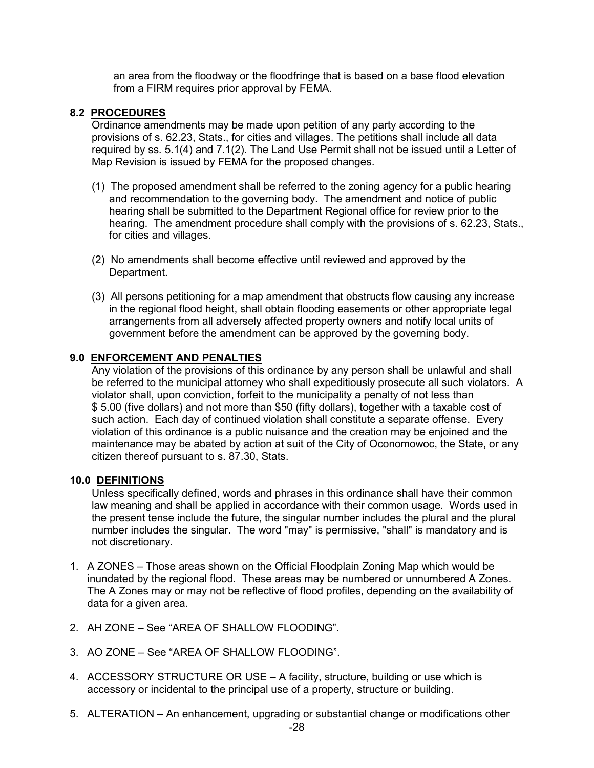an area from the floodway or the floodfringe that is based on a base flood elevation from a FIRM requires prior approval by FEMA.

## 8.2 PROCEDURES

Ordinance amendments may be made upon petition of any party according to the provisions of s. 62.23, Stats., for cities and villages. The petitions shall include all data required by ss. 5.1(4) and 7.1(2). The Land Use Permit shall not be issued until a Letter of Map Revision is issued by FEMA for the proposed changes.

(1) The proposed amendment shall be referred to the zoning agency for a public hearing and recommendation to the governing body. The amendment and notice of public hearing shall be submitted to the Department Regional office for review prior to the hearing. The amendment procedure shall comply with the provisions of s. 62.23, Stats., for cities and villages.

(2) No amendments shall become effective until reviewed and approved by the Department.

(3) All persons petitioning for a map amendment that obstructs flow causing any increase in the regional flood height, shall obtain flooding easements or other appropriate legal arrangements from all adversely affected property owners and notify local units of government before the amendment can be approved by the governing body.

## 9.0 ENFORCEMENT AND PENALTIES

Any violation of the provisions of this ordinance by any person shall be unlawful and shall be referred to the municipal attorney who shall expeditiously prosecute all such violators. A violator shall, upon conviction, forfeit to the municipality a penalty of not less than $ 5.00 (five dollars) and not more than $50 (fifty dollars), together with a taxable cost of such action. Each day of continued violation shall constitute a separate offense. Every violation of this ordinance is a public nuisance and the creation may be enjoined and the maintenance may be abated by action at suit of the City of Oconomowoc, the State, or any citizen thereof pursuant to s. 87.30, Stats.

## 10.0 DEFINITIONS

Unless specifically defined, words and phrases in this ordinance shall have their common law meaning and shall be applied in accordance with their common usage. Words used in the present tense include the future, the singular number includes the plural and the plural number includes the singular. The word "may" is permissive, "shall" is mandatory and is not discretionary.

1. A ZONES – Those areas shown on the Official Floodplain Zoning Map which would be inundated by the regional flood. These areas may be numbered or unnumbered A Zones. The A Zones may or may not be reflective of flood profiles, depending on the availability of data for a given area.
2. AH ZONE – See "AREA OF SHALLOW FLOODING".
3. AO ZONE – See "AREA OF SHALLOW FLOODING".
4. ACCESSORY STRUCTURE OR USE – A facility, structure, building or use which is accessory or incidental to the principal use of a property, structure or building.
5. ALTERATION – An enhancement, upgrading or substantial change or modifications other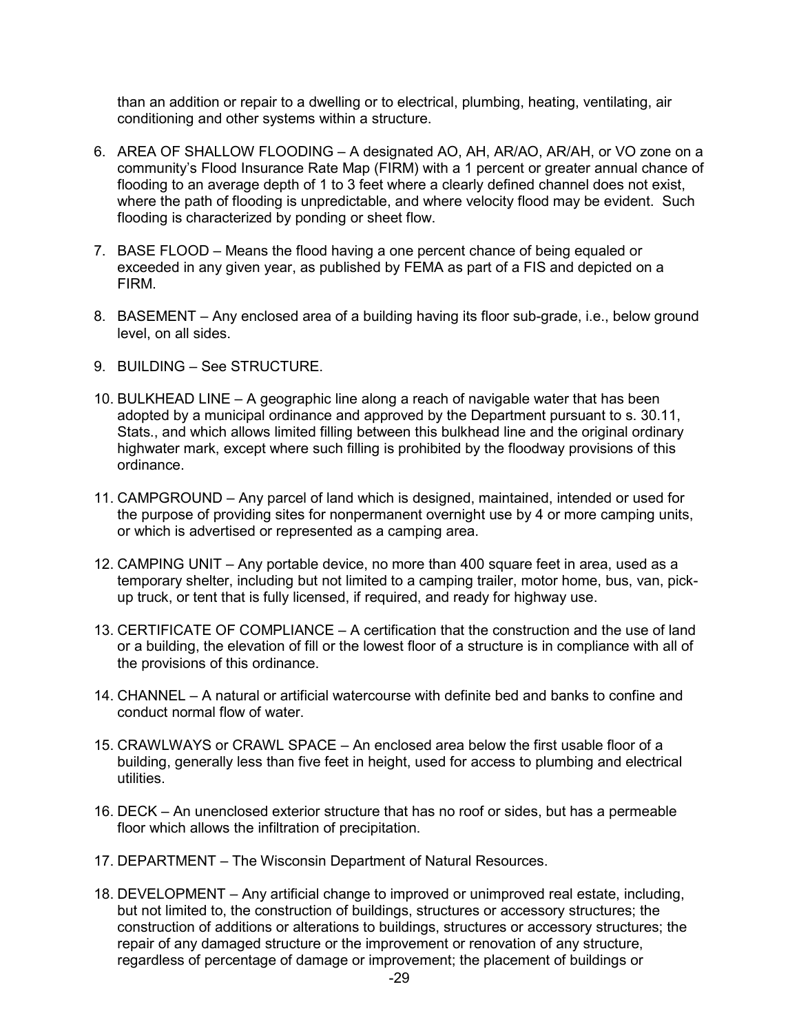than an addition or repair to a dwelling or to electrical, plumbing, heating, ventilating, air conditioning and other systems within a structure.

6. AREA OF SHALLOW FLOODING – A designated AO, AH, AR/AO, AR/AH, or VO zone on a community's Flood Insurance Rate Map (FIRM) with a 1 percent or greater annual chance of flooding to an average depth of 1 to 3 feet where a clearly defined channel does not exist, where the path of flooding is unpredictable, and where velocity flood may be evident. Such flooding is characterized by ponding or sheet flow.

7. BASE FLOOD – Means the flood having a one percent chance of being equaled or exceeded in any given year, as published by FEMA as part of a FIS and depicted on a FIRM.

8. BASEMENT – Any enclosed area of a building having its floor sub-grade, i.e., below ground level, on all sides.

9. BUILDING – See STRUCTURE.

10. BULKHEAD LINE – A geographic line along a reach of navigable water that has been adopted by a municipal ordinance and approved by the Department pursuant to s. 30.11, Stats., and which allows limited filling between this bulkhead line and the original ordinary highwater mark, except where such filling is prohibited by the floodway provisions of this ordinance.

11. CAMPGROUND – Any parcel of land which is designed, maintained, intended or used for the purpose of providing sites for nonpermanent overnight use by 4 or more camping units, or which is advertised or represented as a camping area.

12. CAMPING UNIT – Any portable device, no more than 400 square feet in area, used as a temporary shelter, including but not limited to a camping trailer, motor home, bus, van, pick-up truck, or tent that is fully licensed, if required, and ready for highway use.

13. CERTIFICATE OF COMPLIANCE – A certification that the construction and the use of land or a building, the elevation of fill or the lowest floor of a structure is in compliance with all of the provisions of this ordinance.

14. CHANNEL – A natural or artificial watercourse with definite bed and banks to confine and conduct normal flow of water.

15. CRAWLWAYS or CRAWL SPACE – An enclosed area below the first usable floor of a building, generally less than five feet in height, used for access to plumbing and electrical utilities.

16. DECK – An unenclosed exterior structure that has no roof or sides, but has a permeable floor which allows the infiltration of precipitation.

17. DEPARTMENT – The Wisconsin Department of Natural Resources.

18. DEVELOPMENT – Any artificial change to improved or unimproved real estate, including, but not limited to, the construction of buildings, structures or accessory structures; the construction of additions or alterations to buildings, structures or accessory structures; the repair of any damaged structure or the improvement or renovation of any structure, regardless of percentage of damage or improvement; the placement of buildings or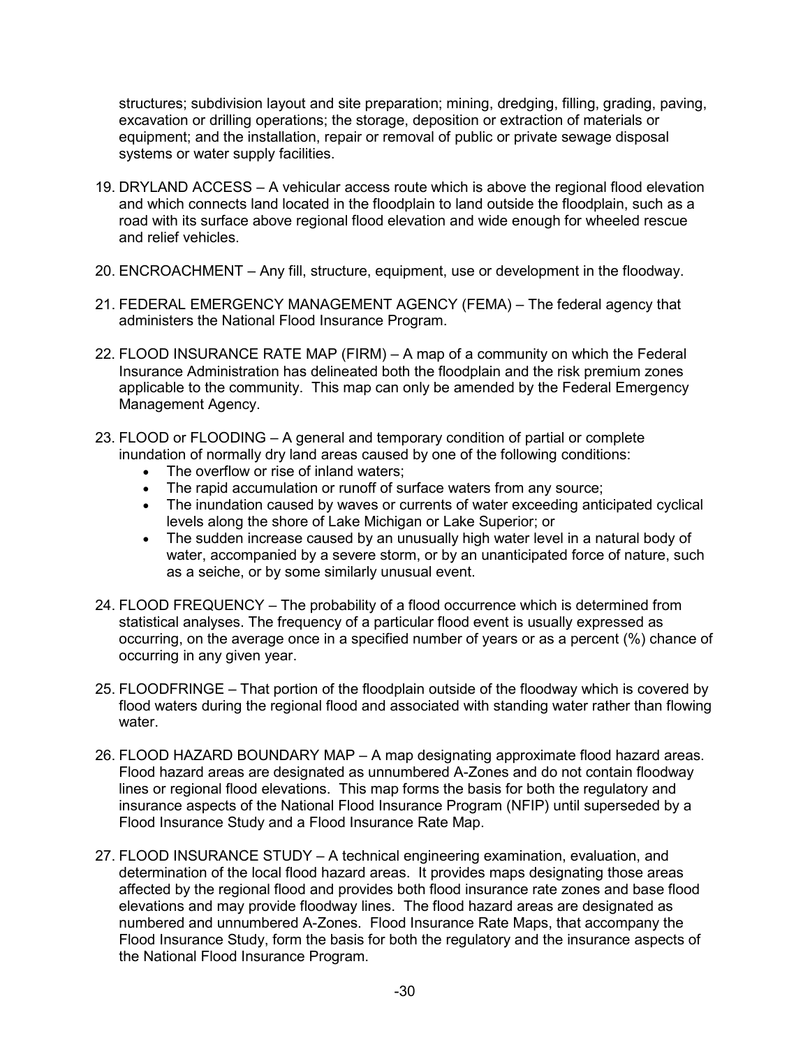structures; subdivision layout and site preparation; mining, dredging, filling, grading, paving, excavation or drilling operations; the storage, deposition or extraction of materials or equipment; and the installation, repair or removal of public or private sewage disposal systems or water supply facilities.

19. DRYLAND ACCESS – A vehicular access route which is above the regional flood elevation and which connects land located in the floodplain to land outside the floodplain, such as a road with its surface above regional flood elevation and wide enough for wheeled rescue and relief vehicles.

20. ENCROACHMENT – Any fill, structure, equipment, use or development in the floodway.

21. FEDERAL EMERGENCY MANAGEMENT AGENCY (FEMA) – The federal agency that administers the National Flood Insurance Program.

22. FLOOD INSURANCE RATE MAP (FIRM) – A map of a community on which the Federal Insurance Administration has delineated both the floodplain and the risk premium zones applicable to the community. This map can only be amended by the Federal Emergency Management Agency.

23. FLOOD or FLOODING – A general and temporary condition of partial or complete inundation of normally dry land areas caused by one of the following conditions:
    - The overflow or rise of inland waters;
    - The rapid accumulation or runoff of surface waters from any source;
    - The inundation caused by waves or currents of water exceeding anticipated cyclical levels along the shore of Lake Michigan or Lake Superior; or
    - The sudden increase caused by an unusually high water level in a natural body of water, accompanied by a severe storm, or by an unanticipated force of nature, such as a seiche, or by some similarly unusual event.

24. FLOOD FREQUENCY – The probability of a flood occurrence which is determined from statistical analyses. The frequency of a particular flood event is usually expressed as occurring, on the average once in a specified number of years or as a percent (%) chance of occurring in any given year.

25. FLOODFRINGE – That portion of the floodplain outside of the floodway which is covered by flood waters during the regional flood and associated with standing water rather than flowing water.

26. FLOOD HAZARD BOUNDARY MAP – A map designating approximate flood hazard areas. Flood hazard areas are designated as unnumbered A-Zones and do not contain floodway lines or regional flood elevations. This map forms the basis for both the regulatory and insurance aspects of the National Flood Insurance Program (NFIP) until superseded by a Flood Insurance Study and a Flood Insurance Rate Map.

27. FLOOD INSURANCE STUDY – A technical engineering examination, evaluation, and determination of the local flood hazard areas. It provides maps designating those areas affected by the regional flood and provides both flood insurance rate zones and base flood elevations and may provide floodway lines. The flood hazard areas are designated as numbered and unnumbered A-Zones. Flood Insurance Rate Maps, that accompany the Flood Insurance Study, form the basis for both the regulatory and the insurance aspects of the National Flood Insurance Program.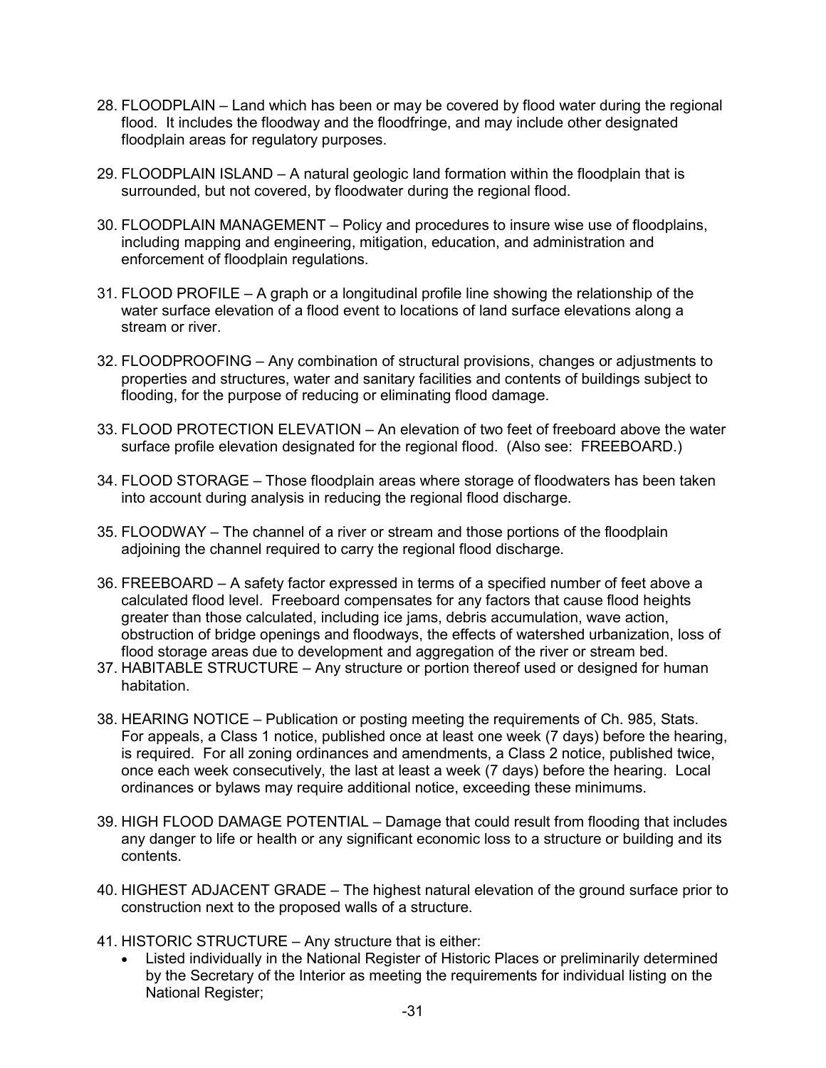28. FLOODPLAIN – Land which has been or may be covered by flood water during the regional flood. It includes the floodway and the floodfringe, and may include other designated floodplain areas for regulatory purposes.

29. FLOODPLAIN ISLAND – A natural geologic land formation within the floodplain that is surrounded, but not covered, by floodwater during the regional flood.

30. FLOODPLAIN MANAGEMENT – Policy and procedures to insure wise use of floodplains, including mapping and engineering, mitigation, education, and administration and enforcement of floodplain regulations.

31. FLOOD PROFILE – A graph or a longitudinal profile line showing the relationship of the water surface elevation of a flood event to locations of land surface elevations along a stream or river.

32. FLOODPROOFING – Any combination of structural provisions, changes or adjustments to properties and structures, water and sanitary facilities and contents of buildings subject to flooding, for the purpose of reducing or eliminating flood damage.

33. FLOOD PROTECTION ELEVATION – An elevation of two feet of freeboard above the water surface profile elevation designated for the regional flood. (Also see: FREEBOARD.)

34. FLOOD STORAGE – Those floodplain areas where storage of floodwaters has been taken into account during analysis in reducing the regional flood discharge.

35. FLOODWAY – The channel of a river or stream and those portions of the floodplain adjoining the channel required to carry the regional flood discharge.

36. FREEBOARD – A safety factor expressed in terms of a specified number of feet above a calculated flood level. Freeboard compensates for any factors that cause flood heights greater than those calculated, including ice jams, debris accumulation, wave action, obstruction of bridge openings and floodways, the effects of watershed urbanization, loss of flood storage areas due to development and aggregation of the river or stream bed.

37. HABITABLE STRUCTURE – Any structure or portion thereof used or designed for human habitation.

38. HEARING NOTICE – Publication or posting meeting the requirements of Ch. 985, Stats. For appeals, a Class 1 notice, published once at least one week (7 days) before the hearing, is required. For all zoning ordinances and amendments, a Class 2 notice, published twice, once each week consecutively, the last at least a week (7 days) before the hearing. Local ordinances or bylaws may require additional notice, exceeding these minimums.

39. HIGH FLOOD DAMAGE POTENTIAL – Damage that could result from flooding that includes any danger to life or health or any significant economic loss to a structure or building and its contents.

40. HIGHEST ADJACENT GRADE – The highest natural elevation of the ground surface prior to construction next to the proposed walls of a structure.

41. HISTORIC STRUCTURE – Any structure that is either:
    - Listed individually in the National Register of Historic Places or preliminarily determined by the Secretary of the Interior as meeting the requirements for individual listing on the National Register;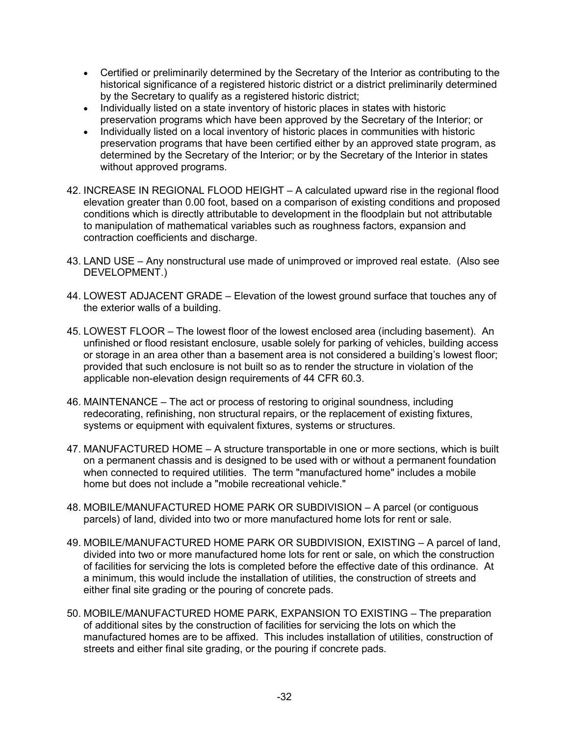- Certified or preliminarily determined by the Secretary of the Interior as contributing to the historical significance of a registered historic district or a district preliminarily determined by the Secretary to qualify as a registered historic district;
- Individually listed on a state inventory of historic places in states with historic preservation programs which have been approved by the Secretary of the Interior; or
- Individually listed on a local inventory of historic places in communities with historic preservation programs that have been certified either by an approved state program, as determined by the Secretary of the Interior; or by the Secretary of the Interior in states without approved programs.

42. INCREASE IN REGIONAL FLOOD HEIGHT – A calculated upward rise in the regional flood elevation greater than 0.00 foot, based on a comparison of existing conditions and proposed conditions which is directly attributable to development in the floodplain but not attributable to manipulation of mathematical variables such as roughness factors, expansion and contraction coefficients and discharge.

43. LAND USE – Any nonstructural use made of unimproved or improved real estate. (Also see DEVELOPMENT.)

44. LOWEST ADJACENT GRADE – Elevation of the lowest ground surface that touches any of the exterior walls of a building.

45. LOWEST FLOOR – The lowest floor of the lowest enclosed area (including basement). An unfinished or flood resistant enclosure, usable solely for parking of vehicles, building access or storage in an area other than a basement area is not considered a building's lowest floor; provided that such enclosure is not built so as to render the structure in violation of the applicable non-elevation design requirements of 44 CFR 60.3.

46. MAINTENANCE – The act or process of restoring to original soundness, including redecorating, refinishing, non structural repairs, or the replacement of existing fixtures, systems or equipment with equivalent fixtures, systems or structures.

47. MANUFACTURED HOME – A structure transportable in one or more sections, which is built on a permanent chassis and is designed to be used with or without a permanent foundation when connected to required utilities. The term "manufactured home" includes a mobile home but does not include a "mobile recreational vehicle."

48. MOBILE/MANUFACTURED HOME PARK OR SUBDIVISION – A parcel (or contiguous parcels) of land, divided into two or more manufactured home lots for rent or sale.

49. MOBILE/MANUFACTURED HOME PARK OR SUBDIVISION, EXISTING – A parcel of land, divided into two or more manufactured home lots for rent or sale, on which the construction of facilities for servicing the lots is completed before the effective date of this ordinance. At a minimum, this would include the installation of utilities, the construction of streets and either final site grading or the pouring of concrete pads.

50. MOBILE/MANUFACTURED HOME PARK, EXPANSION TO EXISTING – The preparation of additional sites by the construction of facilities for servicing the lots on which the manufactured homes are to be affixed. This includes installation of utilities, construction of streets and either final site grading, or the pouring if concrete pads.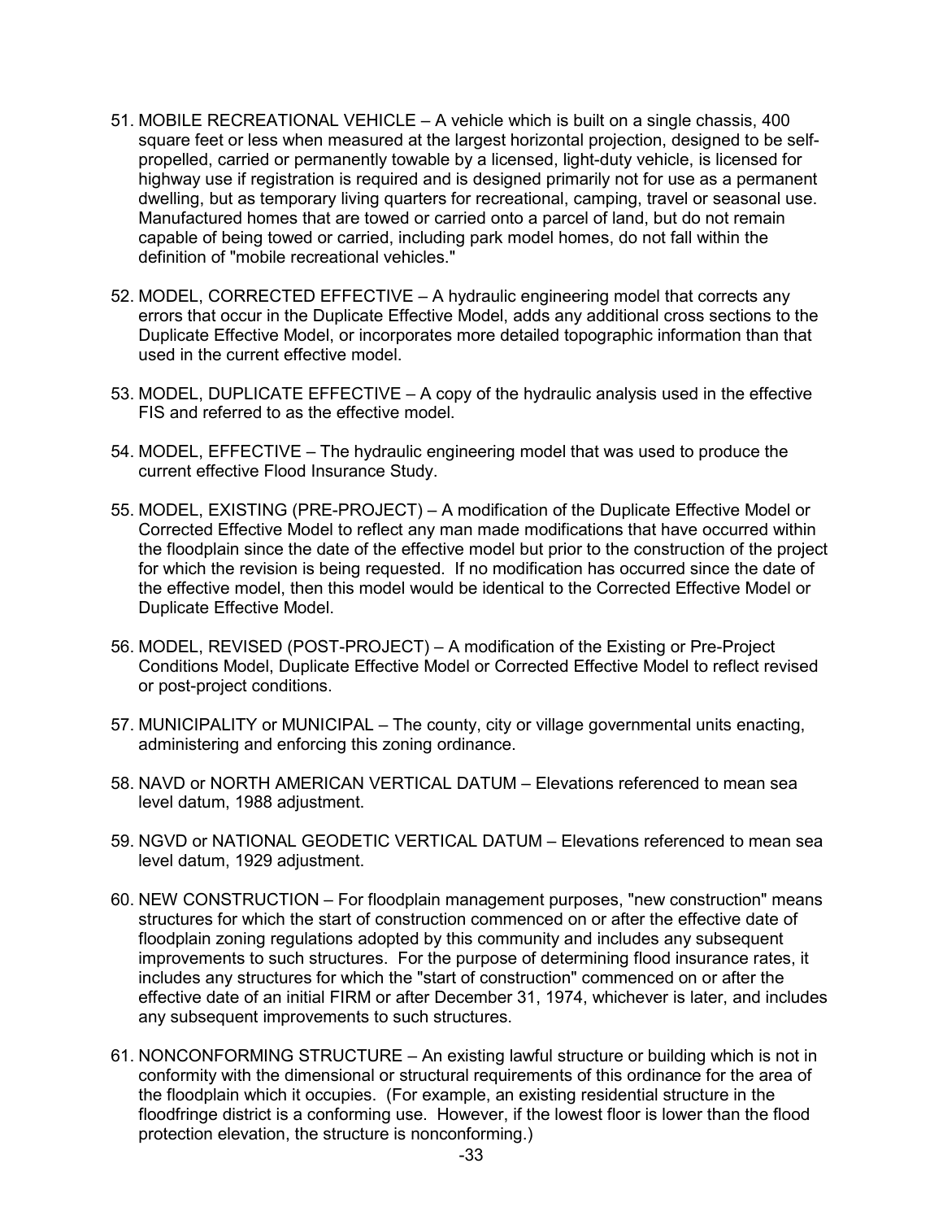51. MOBILE RECREATIONAL VEHICLE – A vehicle which is built on a single chassis, 400 square feet or less when measured at the largest horizontal projection, designed to be self-propelled, carried or permanently towable by a licensed, light-duty vehicle, is licensed for highway use if registration is required and is designed primarily not for use as a permanent dwelling, but as temporary living quarters for recreational, camping, travel or seasonal use. Manufactured homes that are towed or carried onto a parcel of land, but do not remain capable of being towed or carried, including park model homes, do not fall within the definition of "mobile recreational vehicles."

52. MODEL, CORRECTED EFFECTIVE – A hydraulic engineering model that corrects any errors that occur in the Duplicate Effective Model, adds any additional cross sections to the Duplicate Effective Model, or incorporates more detailed topographic information than that used in the current effective model.

53. MODEL, DUPLICATE EFFECTIVE – A copy of the hydraulic analysis used in the effective FIS and referred to as the effective model.

54. MODEL, EFFECTIVE – The hydraulic engineering model that was used to produce the current effective Flood Insurance Study.

55. MODEL, EXISTING (PRE-PROJECT) – A modification of the Duplicate Effective Model or Corrected Effective Model to reflect any man made modifications that have occurred within the floodplain since the date of the effective model but prior to the construction of the project for which the revision is being requested. If no modification has occurred since the date of the effective model, then this model would be identical to the Corrected Effective Model or Duplicate Effective Model.

56. MODEL, REVISED (POST-PROJECT) – A modification of the Existing or Pre-Project Conditions Model, Duplicate Effective Model or Corrected Effective Model to reflect revised or post-project conditions.

57. MUNICIPALITY or MUNICIPAL – The county, city or village governmental units enacting, administering and enforcing this zoning ordinance.

58. NAVD or NORTH AMERICAN VERTICAL DATUM – Elevations referenced to mean sea level datum, 1988 adjustment.

59. NGVD or NATIONAL GEODETIC VERTICAL DATUM – Elevations referenced to mean sea level datum, 1929 adjustment.

60. NEW CONSTRUCTION – For floodplain management purposes, "new construction" means structures for which the start of construction commenced on or after the effective date of floodplain zoning regulations adopted by this community and includes any subsequent improvements to such structures. For the purpose of determining flood insurance rates, it includes any structures for which the "start of construction" commenced on or after the effective date of an initial FIRM or after December 31, 1974, whichever is later, and includes any subsequent improvements to such structures.

61. NONCONFORMING STRUCTURE – An existing lawful structure or building which is not in conformity with the dimensional or structural requirements of this ordinance for the area of the floodplain which it occupies. (For example, an existing residential structure in the floodfringe district is a conforming use. However, if the lowest floor is lower than the flood protection elevation, the structure is nonconforming.)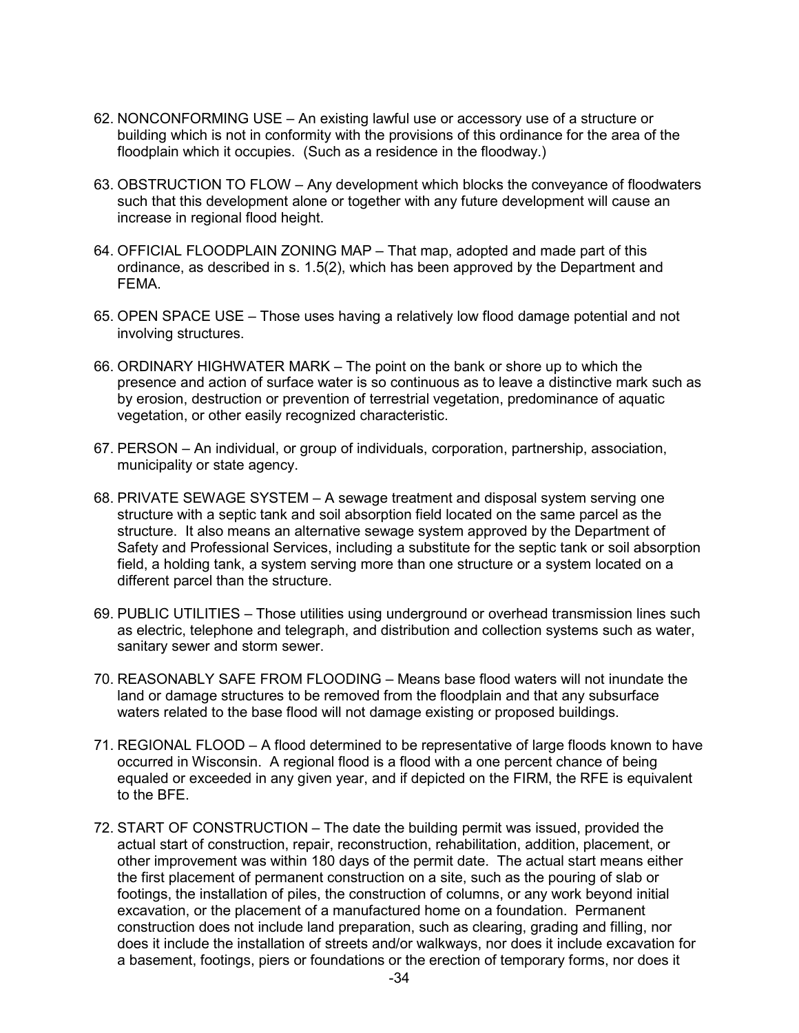62. NONCONFORMING USE – An existing lawful use or accessory use of a structure or building which is not in conformity with the provisions of this ordinance for the area of the floodplain which it occupies. (Such as a residence in the floodway.)

63. OBSTRUCTION TO FLOW – Any development which blocks the conveyance of floodwaters such that this development alone or together with any future development will cause an increase in regional flood height.

64. OFFICIAL FLOODPLAIN ZONING MAP – That map, adopted and made part of this ordinance, as described in s. 1.5(2), which has been approved by the Department and FEMA.

65. OPEN SPACE USE – Those uses having a relatively low flood damage potential and not involving structures.

66. ORDINARY HIGHWATER MARK – The point on the bank or shore up to which the presence and action of surface water is so continuous as to leave a distinctive mark such as by erosion, destruction or prevention of terrestrial vegetation, predominance of aquatic vegetation, or other easily recognized characteristic.

67. PERSON – An individual, or group of individuals, corporation, partnership, association, municipality or state agency.

68. PRIVATE SEWAGE SYSTEM – A sewage treatment and disposal system serving one structure with a septic tank and soil absorption field located on the same parcel as the structure. It also means an alternative sewage system approved by the Department of Safety and Professional Services, including a substitute for the septic tank or soil absorption field, a holding tank, a system serving more than one structure or a system located on a different parcel than the structure.

69. PUBLIC UTILITIES – Those utilities using underground or overhead transmission lines such as electric, telephone and telegraph, and distribution and collection systems such as water, sanitary sewer and storm sewer.

70. REASONABLY SAFE FROM FLOODING – Means base flood waters will not inundate the land or damage structures to be removed from the floodplain and that any subsurface waters related to the base flood will not damage existing or proposed buildings.

71. REGIONAL FLOOD – A flood determined to be representative of large floods known to have occurred in Wisconsin. A regional flood is a flood with a one percent chance of being equaled or exceeded in any given year, and if depicted on the FIRM, the RFE is equivalent to the BFE.

72. START OF CONSTRUCTION – The date the building permit was issued, provided the actual start of construction, repair, reconstruction, rehabilitation, addition, placement, or other improvement was within 180 days of the permit date. The actual start means either the first placement of permanent construction on a site, such as the pouring of slab or footings, the installation of piles, the construction of columns, or any work beyond initial excavation, or the placement of a manufactured home on a foundation. Permanent construction does not include land preparation, such as clearing, grading and filling, nor does it include the installation of streets and/or walkways, nor does it include excavation for a basement, footings, piers or foundations or the erection of temporary forms, nor does it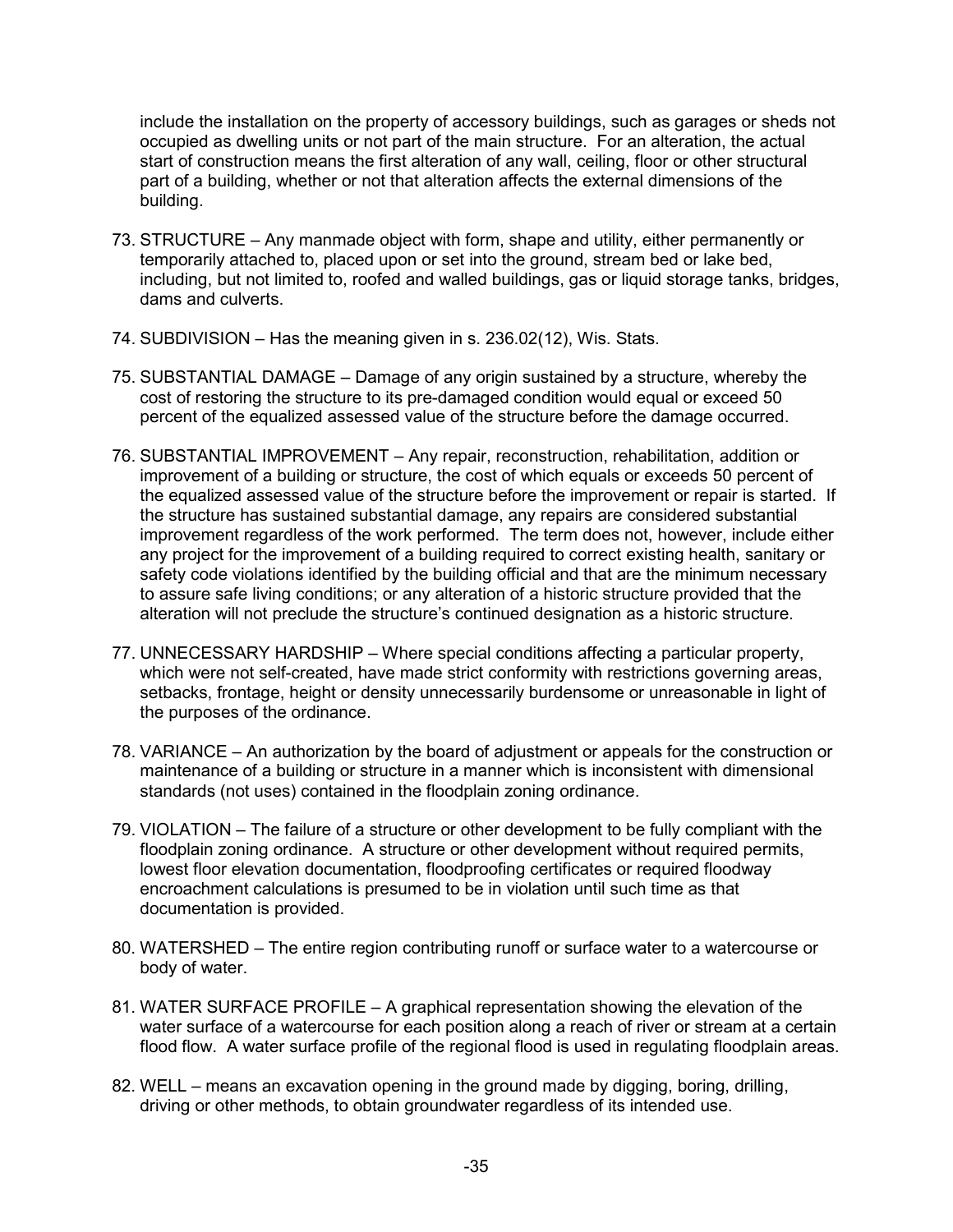include the installation on the property of accessory buildings, such as garages or sheds not occupied as dwelling units or not part of the main structure. For an alteration, the actual start of construction means the first alteration of any wall, ceiling, floor or other structural part of a building, whether or not that alteration affects the external dimensions of the building.

73. STRUCTURE – Any manmade object with form, shape and utility, either permanently or temporarily attached to, placed upon or set into the ground, stream bed or lake bed, including, but not limited to, roofed and walled buildings, gas or liquid storage tanks, bridges, dams and culverts.

74. SUBDIVISION – Has the meaning given in s. 236.02(12), Wis. Stats.

75. SUBSTANTIAL DAMAGE – Damage of any origin sustained by a structure, whereby the cost of restoring the structure to its pre-damaged condition would equal or exceed 50 percent of the equalized assessed value of the structure before the damage occurred.

76. SUBSTANTIAL IMPROVEMENT – Any repair, reconstruction, rehabilitation, addition or improvement of a building or structure, the cost of which equals or exceeds 50 percent of the equalized assessed value of the structure before the improvement or repair is started. If the structure has sustained substantial damage, any repairs are considered substantial improvement regardless of the work performed. The term does not, however, include either any project for the improvement of a building required to correct existing health, sanitary or safety code violations identified by the building official and that are the minimum necessary to assure safe living conditions; or any alteration of a historic structure provided that the alteration will not preclude the structure's continued designation as a historic structure.

77. UNNECESSARY HARDSHIP – Where special conditions affecting a particular property, which were not self-created, have made strict conformity with restrictions governing areas, setbacks, frontage, height or density unnecessarily burdensome or unreasonable in light of the purposes of the ordinance.

78. VARIANCE – An authorization by the board of adjustment or appeals for the construction or maintenance of a building or structure in a manner which is inconsistent with dimensional standards (not uses) contained in the floodplain zoning ordinance.

79. VIOLATION – The failure of a structure or other development to be fully compliant with the floodplain zoning ordinance. A structure or other development without required permits, lowest floor elevation documentation, floodproofing certificates or required floodway encroachment calculations is presumed to be in violation until such time as that documentation is provided.

80. WATERSHED – The entire region contributing runoff or surface water to a watercourse or body of water.

81. WATER SURFACE PROFILE – A graphical representation showing the elevation of the water surface of a watercourse for each position along a reach of river or stream at a certain flood flow. A water surface profile of the regional flood is used in regulating floodplain areas.

82. WELL – means an excavation opening in the ground made by digging, boring, drilling, driving or other methods, to obtain groundwater regardless of its intended use.